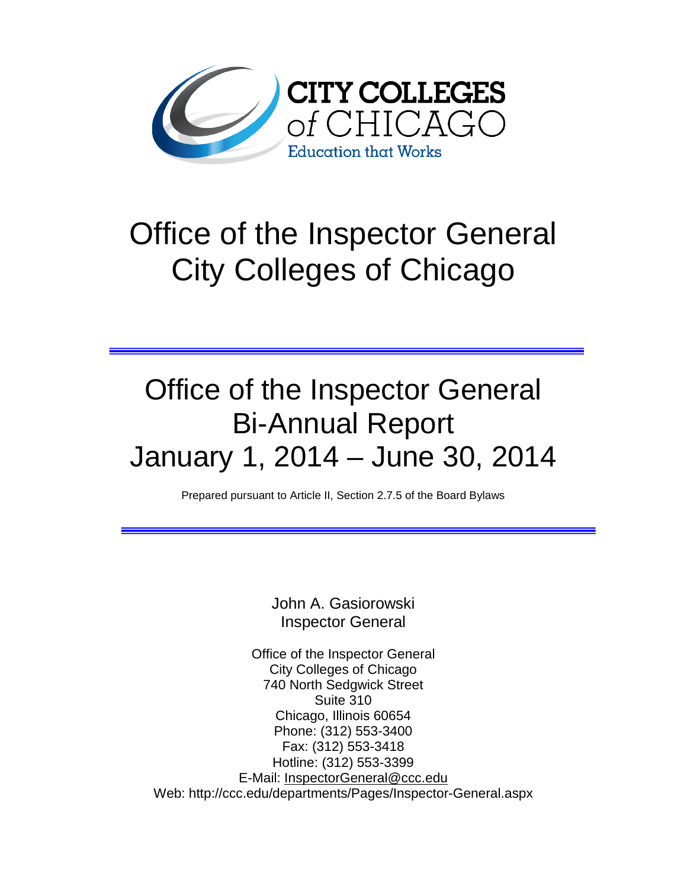CITY COLLEGES of CHICAGO

Education that Works

# Office of the Inspector General
# City Colleges of Chicago

---

# Office of the Inspector General
# Bi-Annual Report
# January 1, 2014 – June 30, 2014

Prepared pursuant to Article II, Section 2.7.5 of the Board Bylaws

---

John A. Gasiorowski
Inspector General

Office of the Inspector General
City Colleges of Chicago
740 North Sedgwick Street
Suite 310
Chicago, Illinois 60654
Phone: (312) 553-3400
Fax: (312) 553-3418
Hotline: (312) 553-3399
E-Mail: InspectorGeneral@ccc.edu
Web: http://ccc.edu/departments/Pages/Inspector-General.aspx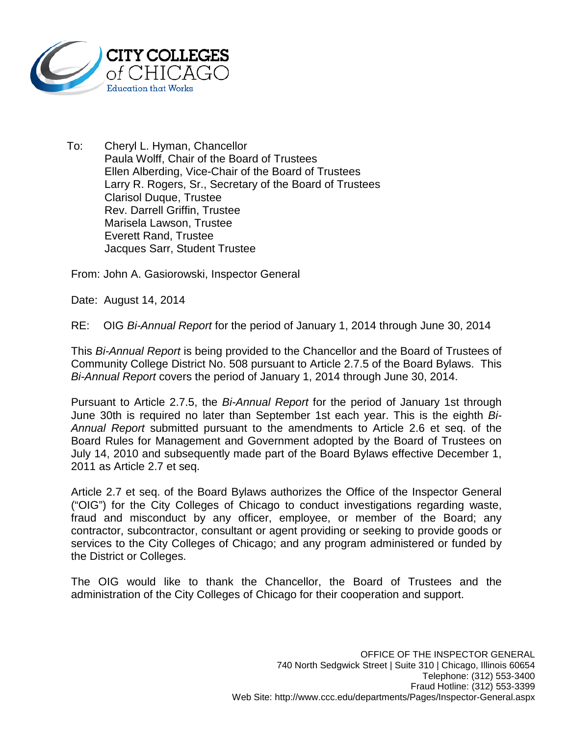To: Cheryl L. Hyman, Chancellor
Paula Wolff, Chair of the Board of Trustees
Ellen Alberding, Vice-Chair of the Board of Trustees
Larry R. Rogers, Sr., Secretary of the Board of Trustees
Clarisol Duque, Trustee
Rev. Darrell Griffin, Trustee
Marisela Lawson, Trustee
Everett Rand, Trustee
Jacques Sarr, Student Trustee

From: John A. Gasiorowski, Inspector General

Date: August 14, 2014

RE: OIG *Bi-Annual Report* for the period of January 1, 2014 through June 30, 2014

This *Bi-Annual Report* is being provided to the Chancellor and the Board of Trustees of Community College District No. 508 pursuant to Article 2.7.5 of the Board Bylaws. This *Bi-Annual Report* covers the period of January 1, 2014 through June 30, 2014.

Pursuant to Article 2.7.5, the *Bi-Annual Report* for the period of January 1st through June 30th is required no later than September 1st each year. This is the eighth *Bi-Annual Report* submitted pursuant to the amendments to Article 2.6 et seq. of the Board Rules for Management and Government adopted by the Board of Trustees on July 14, 2010 and subsequently made part of the Board Bylaws effective December 1, 2011 as Article 2.7 et seq.

Article 2.7 et seq. of the Board Bylaws authorizes the Office of the Inspector General ("OIG") for the City Colleges of Chicago to conduct investigations regarding waste, fraud and misconduct by any officer, employee, or member of the Board; any contractor, subcontractor, consultant or agent providing or seeking to provide goods or services to the City Colleges of Chicago; and any program administered or funded by the District or Colleges.

The OIG would like to thank the Chancellor, the Board of Trustees and the administration of the City Colleges of Chicago for their cooperation and support.

OFFICE OF THE INSPECTOR GENERAL
740 North Sedgwick Street | Suite 310 | Chicago, Illinois 60654
Telephone: (312) 553-3400
Fraud Hotline: (312) 553-3399
Web Site: http://www.ccc.edu/departments/Pages/Inspector-General.aspx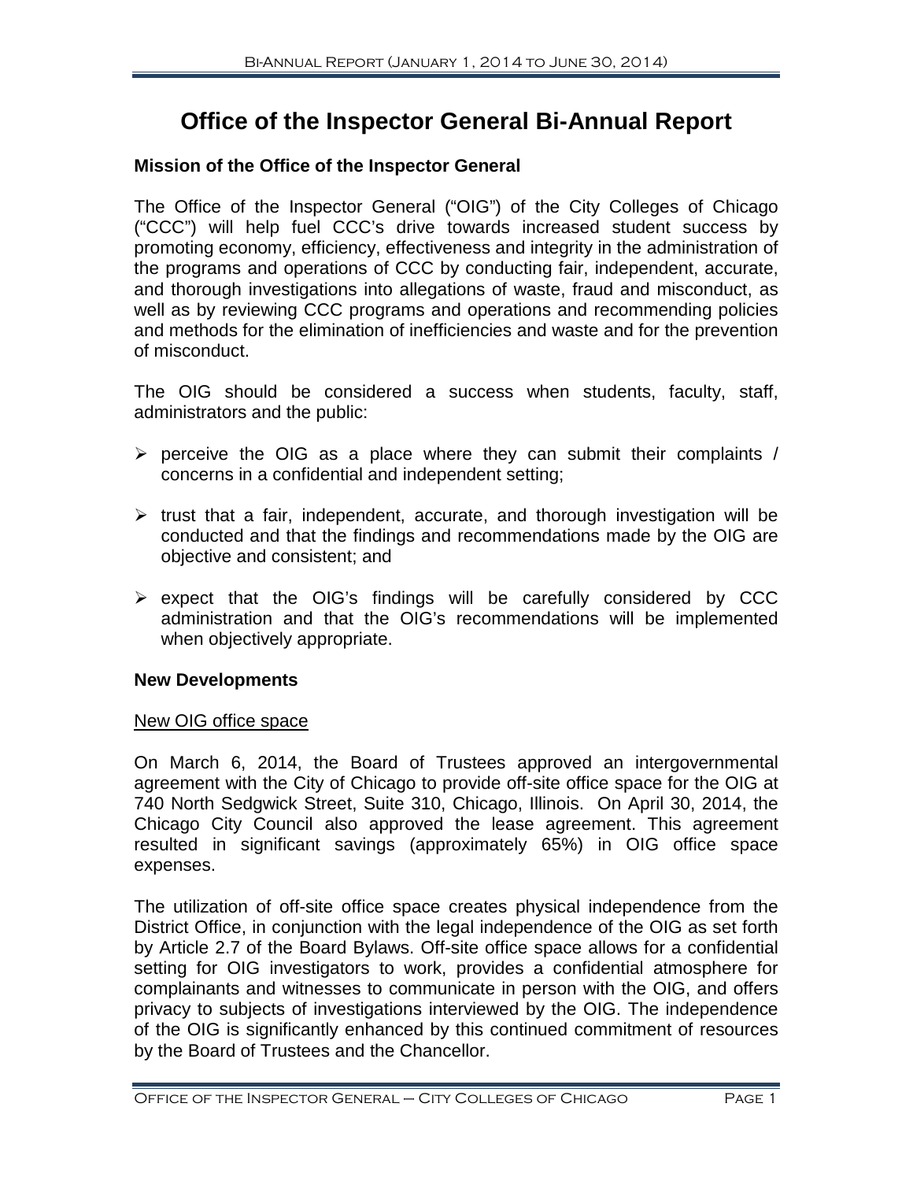# Office of the Inspector General Bi-Annual Report

### Mission of the Office of the Inspector General

The Office of the Inspector General ("OIG") of the City Colleges of Chicago ("CCC") will help fuel CCC's drive towards increased student success by promoting economy, efficiency, effectiveness and integrity in the administration of the programs and operations of CCC by conducting fair, independent, accurate, and thorough investigations into allegations of waste, fraud and misconduct, as well as by reviewing CCC programs and operations and recommending policies and methods for the elimination of inefficiencies and waste and for the prevention of misconduct.

The OIG should be considered a success when students, faculty, staff, administrators and the public:

- perceive the OIG as a place where they can submit their complaints / concerns in a confidential and independent setting;
- trust that a fair, independent, accurate, and thorough investigation will be conducted and that the findings and recommendations made by the OIG are objective and consistent; and
- expect that the OIG's findings will be carefully considered by CCC administration and that the OIG's recommendations will be implemented when objectively appropriate.

### New Developments

<u>New OIG office space</u>

On March 6, 2014, the Board of Trustees approved an intergovernmental agreement with the City of Chicago to provide off-site office space for the OIG at 740 North Sedgwick Street, Suite 310, Chicago, Illinois. On April 30, 2014, the Chicago City Council also approved the lease agreement. This agreement resulted in significant savings (approximately 65%) in OIG office space expenses.

The utilization of off-site office space creates physical independence from the District Office, in conjunction with the legal independence of the OIG as set forth by Article 2.7 of the Board Bylaws. Off-site office space allows for a confidential setting for OIG investigators to work, provides a confidential atmosphere for complainants and witnesses to communicate in person with the OIG, and offers privacy to subjects of investigations interviewed by the OIG. The independence of the OIG is significantly enhanced by this continued commitment of resources by the Board of Trustees and the Chancellor.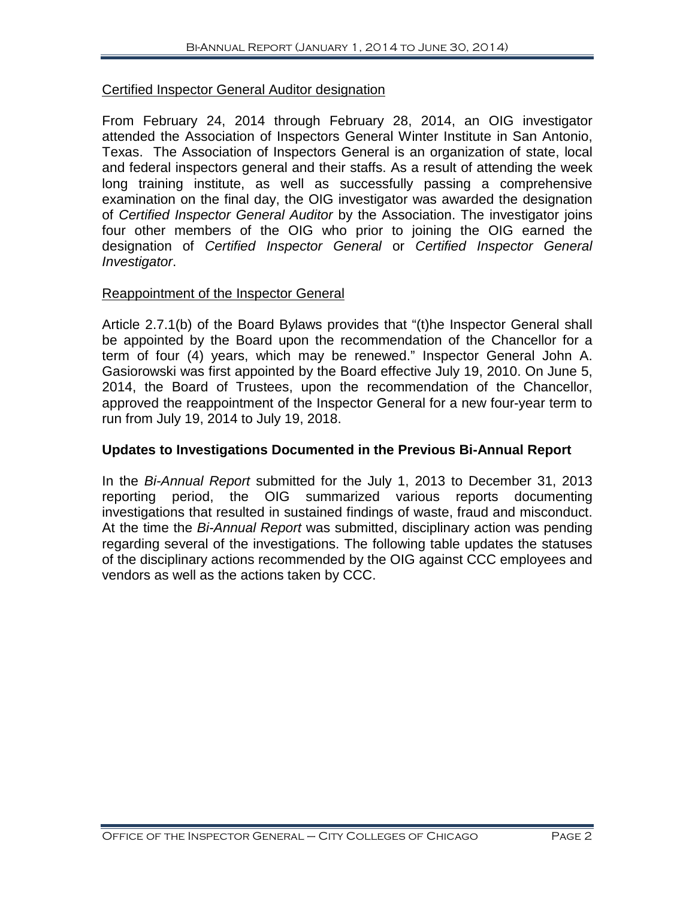<u>Certified Inspector General Auditor designation</u>

From February 24, 2014 through February 28, 2014, an OIG investigator attended the Association of Inspectors General Winter Institute in San Antonio, Texas. The Association of Inspectors General is an organization of state, local and federal inspectors general and their staffs. As a result of attending the week long training institute, as well as successfully passing a comprehensive examination on the final day, the OIG investigator was awarded the designation of *Certified Inspector General Auditor* by the Association. The investigator joins four other members of the OIG who prior to joining the OIG earned the designation of *Certified Inspector General* or *Certified Inspector General Investigator*.

<u>Reappointment of the Inspector General</u>

Article 2.7.1(b) of the Board Bylaws provides that "(t)he Inspector General shall be appointed by the Board upon the recommendation of the Chancellor for a term of four (4) years, which may be renewed." Inspector General John A. Gasiorowski was first appointed by the Board effective July 19, 2010. On June 5, 2014, the Board of Trustees, upon the recommendation of the Chancellor, approved the reappointment of the Inspector General for a new four-year term to run from July 19, 2014 to July 19, 2018.

**Updates to Investigations Documented in the Previous Bi-Annual Report**

In the *Bi-Annual Report* submitted for the July 1, 2013 to December 31, 2013 reporting period, the OIG summarized various reports documenting investigations that resulted in sustained findings of waste, fraud and misconduct. At the time the *Bi-Annual Report* was submitted, disciplinary action was pending regarding several of the investigations. The following table updates the statuses of the disciplinary actions recommended by the OIG against CCC employees and vendors as well as the actions taken by CCC.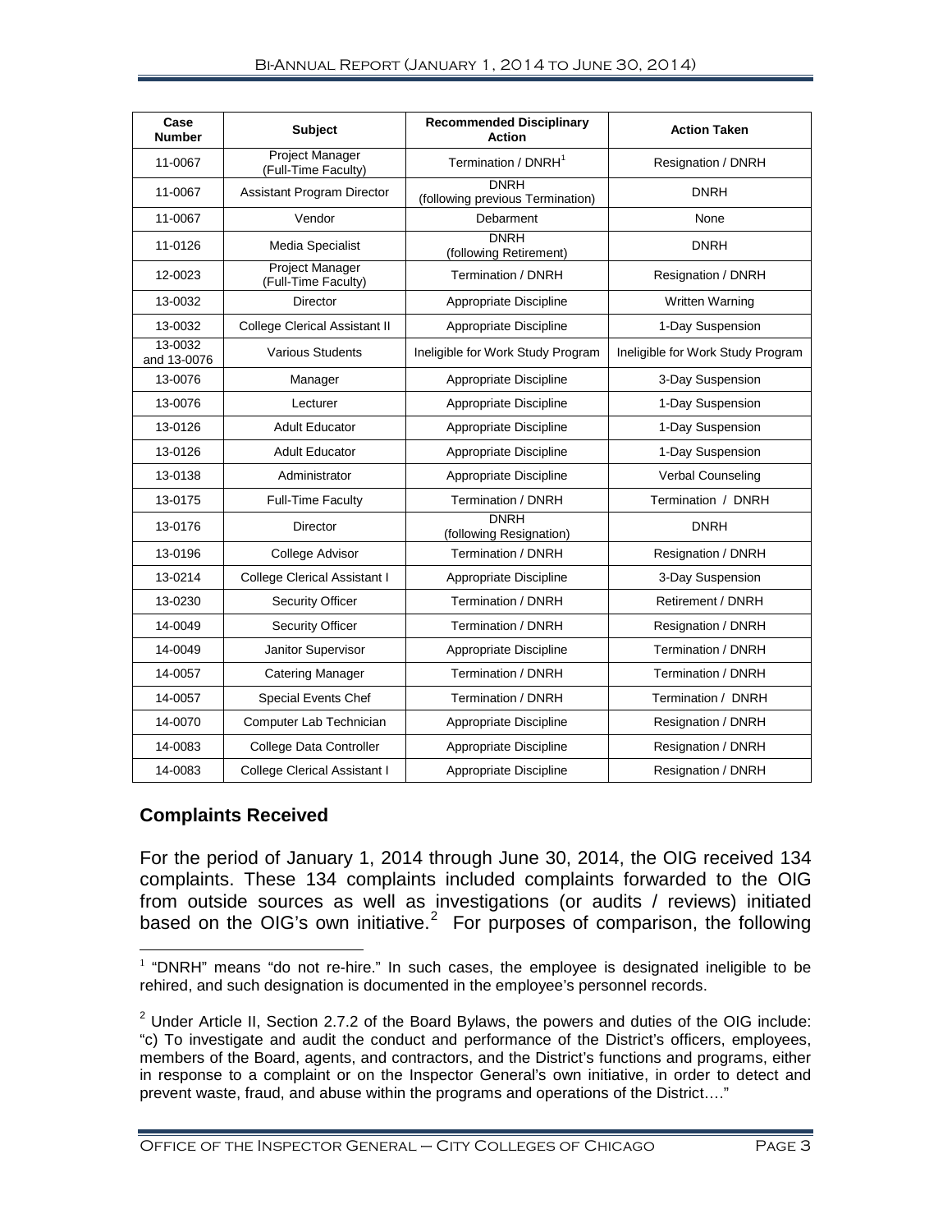| Case Number | Subject | Recommended Disciplinary Action | Action Taken |
|---|---|---|---|
| 11-0067 | Project Manager (Full-Time Faculty) | Termination / DNRH[1] | Resignation / DNRH |
| 11-0067 | Assistant Program Director | DNRH (following previous Termination) | DNRH |
| 11-0067 | Vendor | Debarment | None |
| 11-0126 | Media Specialist | DNRH (following Retirement) | DNRH |
| 12-0023 | Project Manager (Full-Time Faculty) | Termination / DNRH | Resignation / DNRH |
| 13-0032 | Director | Appropriate Discipline | Written Warning |
| 13-0032 | College Clerical Assistant II | Appropriate Discipline | 1-Day Suspension |
| 13-0032 and 13-0076 | Various Students | Ineligible for Work Study Program | Ineligible for Work Study Program |
| 13-0076 | Manager | Appropriate Discipline | 3-Day Suspension |
| 13-0076 | Lecturer | Appropriate Discipline | 1-Day Suspension |
| 13-0126 | Adult Educator | Appropriate Discipline | 1-Day Suspension |
| 13-0126 | Adult Educator | Appropriate Discipline | 1-Day Suspension |
| 13-0138 | Administrator | Appropriate Discipline | Verbal Counseling |
| 13-0175 | Full-Time Faculty | Termination / DNRH | Termination / DNRH |
| 13-0176 | Director | DNRH (following Resignation) | DNRH |
| 13-0196 | College Advisor | Termination / DNRH | Resignation / DNRH |
| 13-0214 | College Clerical Assistant I | Appropriate Discipline | 3-Day Suspension |
| 13-0230 | Security Officer | Termination / DNRH | Retirement / DNRH |
| 14-0049 | Security Officer | Termination / DNRH | Resignation / DNRH |
| 14-0049 | Janitor Supervisor | Appropriate Discipline | Termination / DNRH |
| 14-0057 | Catering Manager | Termination / DNRH | Termination / DNRH |
| 14-0057 | Special Events Chef | Termination / DNRH | Termination / DNRH |
| 14-0070 | Computer Lab Technician | Appropriate Discipline | Resignation / DNRH |
| 14-0083 | College Data Controller | Appropriate Discipline | Resignation / DNRH |
| 14-0083 | College Clerical Assistant I | Appropriate Discipline | Resignation / DNRH |

## Complaints Received

For the period of January 1, 2014 through June 30, 2014, the OIG received 134 complaints. These 134 complaints included complaints forwarded to the OIG from outside sources as well as investigations (or audits / reviews) initiated based on the OIG's own initiative.[2] For purposes of comparison, the following

[1] "DNRH" means "do not re-hire." In such cases, the employee is designated ineligible to be rehired, and such designation is documented in the employee's personnel records.

[2] Under Article II, Section 2.7.2 of the Board Bylaws, the powers and duties of the OIG include: "c) To investigate and audit the conduct and performance of the District's officers, employees, members of the Board, agents, and contractors, and the District's functions and programs, either in response to a complaint or on the Inspector General's own initiative, in order to detect and prevent waste, fraud, and abuse within the programs and operations of the District…."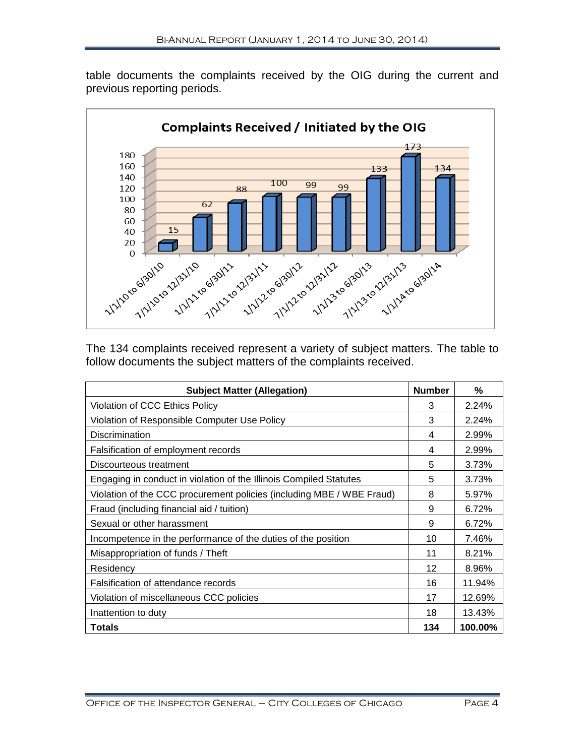table documents the complaints received by the OIG during the current and previous reporting periods.

The 134 complaints received represent a variety of subject matters. The table to follow documents the subject matters of the complaints received.

| Subject Matter (Allegation) | Number | % |
|---|---|---|
| Violation of CCC Ethics Policy | 3 | 2.24% |
| Violation of Responsible Computer Use Policy | 3 | 2.24% |
| Discrimination | 4 | 2.99% |
| Falsification of employment records | 4 | 2.99% |
| Discourteous treatment | 5 | 3.73% |
| Engaging in conduct in violation of the Illinois Compiled Statutes | 5 | 3.73% |
| Violation of the CCC procurement policies (including MBE / WBE Fraud) | 8 | 5.97% |
| Fraud (including financial aid / tuition) | 9 | 6.72% |
| Sexual or other harassment | 9 | 6.72% |
| Incompetence in the performance of the duties of the position | 10 | 7.46% |
| Misappropriation of funds / Theft | 11 | 8.21% |
| Residency | 12 | 8.96% |
| Falsification of attendance records | 16 | 11.94% |
| Violation of miscellaneous CCC policies | 17 | 12.69% |
| Inattention to duty | 18 | 13.43% |
| **Totals** | **134** | **100.00%** |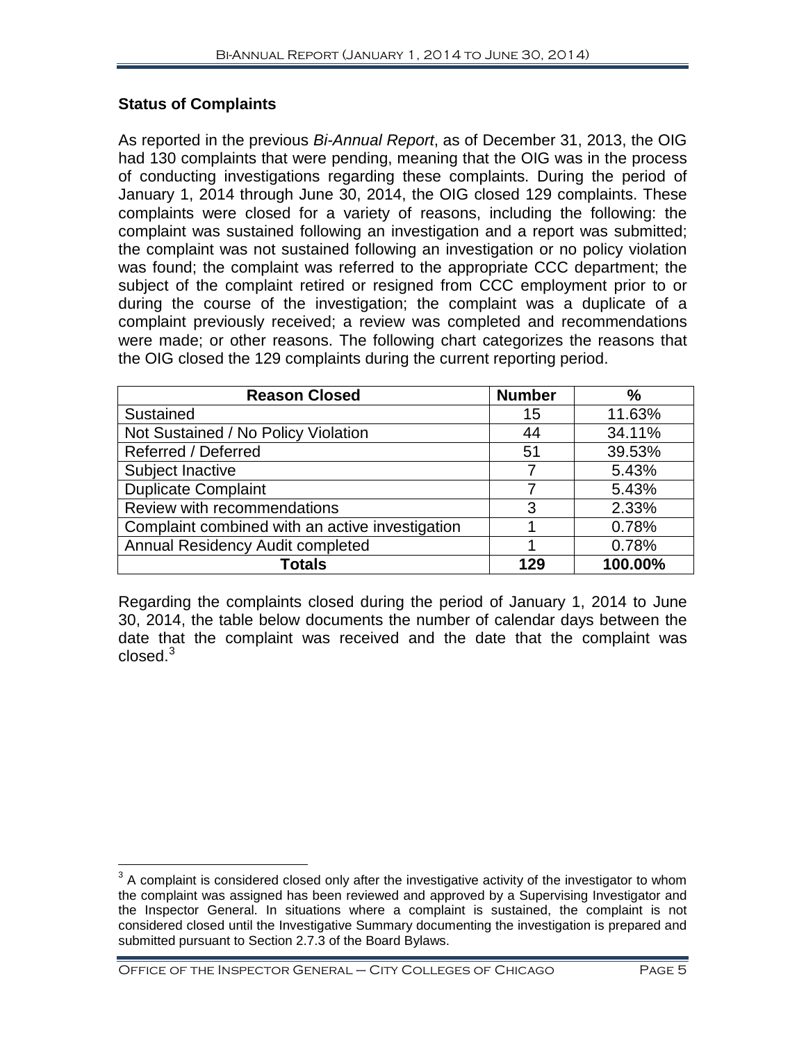## Status of Complaints

As reported in the previous *Bi-Annual Report*, as of December 31, 2013, the OIG had 130 complaints that were pending, meaning that the OIG was in the process of conducting investigations regarding these complaints. During the period of January 1, 2014 through June 30, 2014, the OIG closed 129 complaints. These complaints were closed for a variety of reasons, including the following: the complaint was sustained following an investigation and a report was submitted; the complaint was not sustained following an investigation or no policy violation was found; the complaint was referred to the appropriate CCC department; the subject of the complaint retired or resigned from CCC employment prior to or during the course of the investigation; the complaint was a duplicate of a complaint previously received; a review was completed and recommendations were made; or other reasons. The following chart categorizes the reasons that the OIG closed the 129 complaints during the current reporting period.

| Reason Closed | Number | % |
|---|---|---|
| Sustained | 15 | 11.63% |
| Not Sustained / No Policy Violation | 44 | 34.11% |
| Referred / Deferred | 51 | 39.53% |
| Subject Inactive | 7 | 5.43% |
| Duplicate Complaint | 7 | 5.43% |
| Review with recommendations | 3 | 2.33% |
| Complaint combined with an active investigation | 1 | 0.78% |
| Annual Residency Audit completed | 1 | 0.78% |
| **Totals** | **129** | **100.00%** |

Regarding the complaints closed during the period of January 1, 2014 to June 30, 2014, the table below documents the number of calendar days between the date that the complaint was received and the date that the complaint was closed.[3]

[3] A complaint is considered closed only after the investigative activity of the investigator to whom the complaint was assigned has been reviewed and approved by a Supervising Investigator and the Inspector General. In situations where a complaint is sustained, the complaint is not considered closed until the Investigative Summary documenting the investigation is prepared and submitted pursuant to Section 2.7.3 of the Board Bylaws.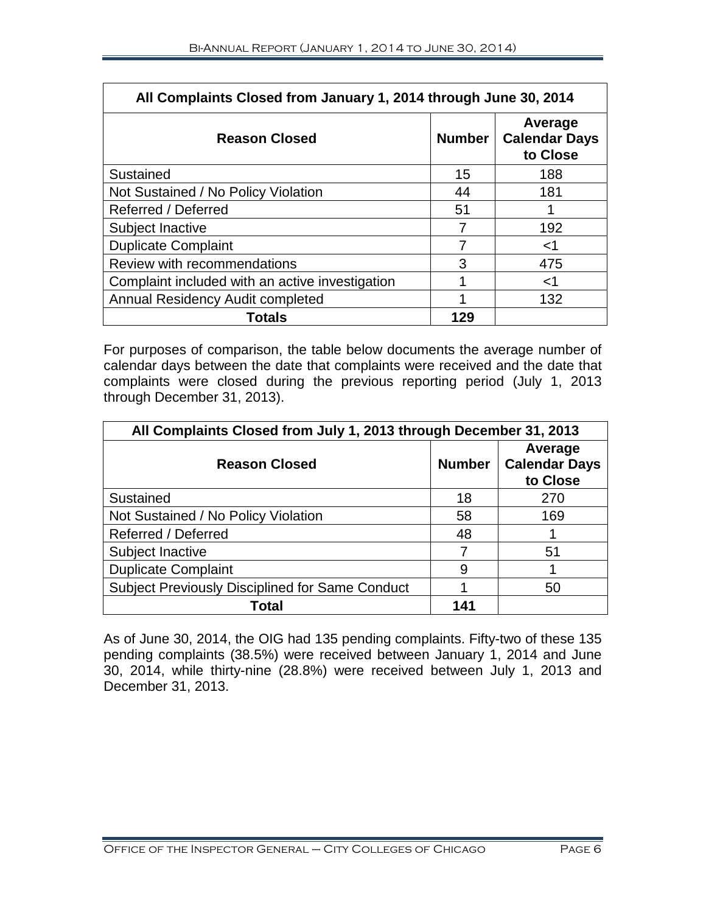| All Complaints Closed from January 1, 2014 through June 30, 2014 | | |
|---|---|---|
| **Reason Closed** | **Number** | **Average Calendar Days to Close** |
| Sustained | 15 | 188 |
| Not Sustained / No Policy Violation | 44 | 181 |
| Referred / Deferred | 51 | 1 |
| Subject Inactive | 7 | 192 |
| Duplicate Complaint | 7 | <1 |
| Review with recommendations | 3 | 475 |
| Complaint included with an active investigation | 1 | <1 |
| Annual Residency Audit completed | 1 | 132 |
| **Totals** | **129** | |

For purposes of comparison, the table below documents the average number of calendar days between the date that complaints were received and the date that complaints were closed during the previous reporting period (July 1, 2013 through December 31, 2013).

| All Complaints Closed from July 1, 2013 through December 31, 2013 | | |
|---|---|---|
| **Reason Closed** | **Number** | **Average Calendar Days to Close** |
| Sustained | 18 | 270 |
| Not Sustained / No Policy Violation | 58 | 169 |
| Referred / Deferred | 48 | 1 |
| Subject Inactive | 7 | 51 |
| Duplicate Complaint | 9 | 1 |
| Subject Previously Disciplined for Same Conduct | 1 | 50 |
| **Total** | **141** | |

As of June 30, 2014, the OIG had 135 pending complaints. Fifty-two of these 135 pending complaints (38.5%) were received between January 1, 2014 and June 30, 2014, while thirty-nine (28.8%) were received between July 1, 2013 and December 31, 2013.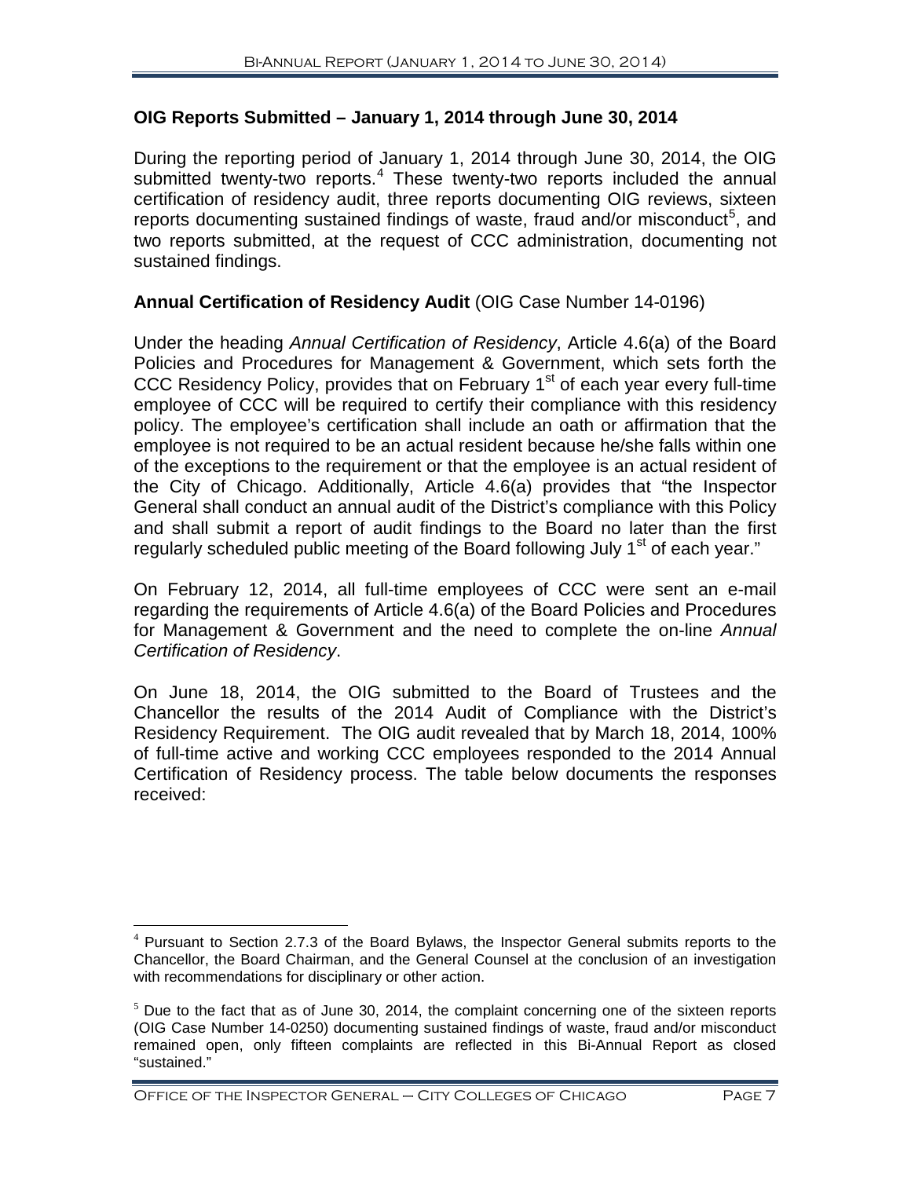**OIG Reports Submitted – January 1, 2014 through June 30, 2014**

During the reporting period of January 1, 2014 through June 30, 2014, the OIG submitted twenty-two reports.[4] These twenty-two reports included the annual certification of residency audit, three reports documenting OIG reviews, sixteen reports documenting sustained findings of waste, fraud and/or misconduct[5], and two reports submitted, at the request of CCC administration, documenting not sustained findings.

**Annual Certification of Residency Audit** (OIG Case Number 14-0196)

Under the heading *Annual Certification of Residency*, Article 4.6(a) of the Board Policies and Procedures for Management & Government, which sets forth the CCC Residency Policy, provides that on February 1st of each year every full-time employee of CCC will be required to certify their compliance with this residency policy. The employee's certification shall include an oath or affirmation that the employee is not required to be an actual resident because he/she falls within one of the exceptions to the requirement or that the employee is an actual resident of the City of Chicago. Additionally, Article 4.6(a) provides that "the Inspector General shall conduct an annual audit of the District's compliance with this Policy and shall submit a report of audit findings to the Board no later than the first regularly scheduled public meeting of the Board following July 1st of each year."

On February 12, 2014, all full-time employees of CCC were sent an e-mail regarding the requirements of Article 4.6(a) of the Board Policies and Procedures for Management & Government and the need to complete the on-line *Annual Certification of Residency*.

On June 18, 2014, the OIG submitted to the Board of Trustees and the Chancellor the results of the 2014 Audit of Compliance with the District's Residency Requirement. The OIG audit revealed that by March 18, 2014, 100% of full-time active and working CCC employees responded to the 2014 Annual Certification of Residency process. The table below documents the responses received:

---

[4] Pursuant to Section 2.7.3 of the Board Bylaws, the Inspector General submits reports to the Chancellor, the Board Chairman, and the General Counsel at the conclusion of an investigation with recommendations for disciplinary or other action.

[5] Due to the fact that as of June 30, 2014, the complaint concerning one of the sixteen reports (OIG Case Number 14-0250) documenting sustained findings of waste, fraud and/or misconduct remained open, only fifteen complaints are reflected in this Bi-Annual Report as closed "sustained."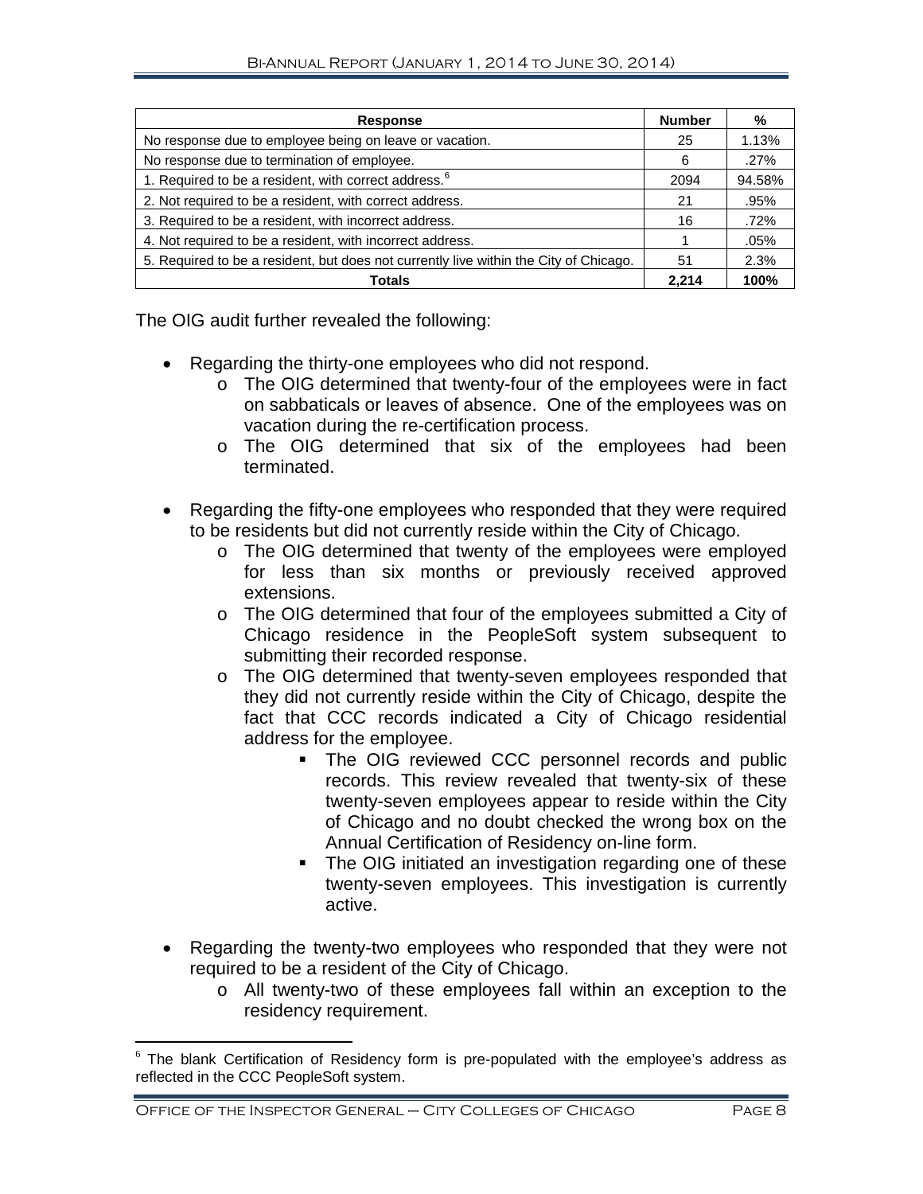| Response | Number | % |
|---|---|---|
| No response due to employee being on leave or vacation. | 25 | 1.13% |
| No response due to termination of employee. | 6 | .27% |
| 1. Required to be a resident, with correct address.[6] | 2094 | 94.58% |
| 2. Not required to be a resident, with correct address. | 21 | .95% |
| 3. Required to be a resident, with incorrect address. | 16 | .72% |
| 4. Not required to be a resident, with incorrect address. | 1 | .05% |
| 5. Required to be a resident, but does not currently live within the City of Chicago. | 51 | 2.3% |
| **Totals** | **2,214** | **100%** |

The OIG audit further revealed the following:

- Regarding the thirty-one employees who did not respond.
  - The OIG determined that twenty-four of the employees were in fact on sabbaticals or leaves of absence. One of the employees was on vacation during the re-certification process.
  - The OIG determined that six of the employees had been terminated.
- Regarding the fifty-one employees who responded that they were required to be residents but did not currently reside within the City of Chicago.
  - The OIG determined that twenty of the employees were employed for less than six months or previously received approved extensions.
  - The OIG determined that four of the employees submitted a City of Chicago residence in the PeopleSoft system subsequent to submitting their recorded response.
  - The OIG determined that twenty-seven employees responded that they did not currently reside within the City of Chicago, despite the fact that CCC records indicated a City of Chicago residential address for the employee.
    - The OIG reviewed CCC personnel records and public records. This review revealed that twenty-six of these twenty-seven employees appear to reside within the City of Chicago and no doubt checked the wrong box on the Annual Certification of Residency on-line form.
    - The OIG initiated an investigation regarding one of these twenty-seven employees. This investigation is currently active.
- Regarding the twenty-two employees who responded that they were not required to be a resident of the City of Chicago.
  - All twenty-two of these employees fall within an exception to the residency requirement.

[6] The blank Certification of Residency form is pre-populated with the employee's address as reflected in the CCC PeopleSoft system.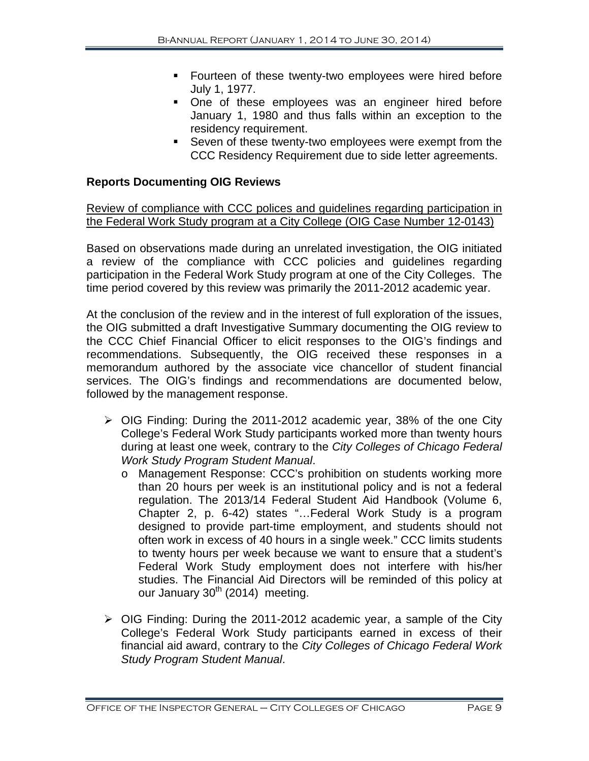- Fourteen of these twenty-two employees were hired before July 1, 1977.
- One of these employees was an engineer hired before January 1, 1980 and thus falls within an exception to the residency requirement.
- Seven of these twenty-two employees were exempt from the CCC Residency Requirement due to side letter agreements.

**Reports Documenting OIG Reviews**

Review of compliance with CCC polices and guidelines regarding participation in the Federal Work Study program at a City College (OIG Case Number 12-0143)

Based on observations made during an unrelated investigation, the OIG initiated a review of the compliance with CCC policies and guidelines regarding participation in the Federal Work Study program at one of the City Colleges. The time period covered by this review was primarily the 2011-2012 academic year.

At the conclusion of the review and in the interest of full exploration of the issues, the OIG submitted a draft Investigative Summary documenting the OIG review to the CCC Chief Financial Officer to elicit responses to the OIG's findings and recommendations. Subsequently, the OIG received these responses in a memorandum authored by the associate vice chancellor of student financial services. The OIG's findings and recommendations are documented below, followed by the management response.

- OIG Finding: During the 2011-2012 academic year, 38% of the one City College's Federal Work Study participants worked more than twenty hours during at least one week, contrary to the *City Colleges of Chicago Federal Work Study Program Student Manual*.
  - Management Response: CCC's prohibition on students working more than 20 hours per week is an institutional policy and is not a federal regulation. The 2013/14 Federal Student Aid Handbook (Volume 6, Chapter 2, p. 6-42) states "…Federal Work Study is a program designed to provide part-time employment, and students should not often work in excess of 40 hours in a single week." CCC limits students to twenty hours per week because we want to ensure that a student's Federal Work Study employment does not interfere with his/her studies. The Financial Aid Directors will be reminded of this policy at our January 30th (2014) meeting.

- OIG Finding: During the 2011-2012 academic year, a sample of the City College's Federal Work Study participants earned in excess of their financial aid award, contrary to the *City Colleges of Chicago Federal Work Study Program Student Manual*.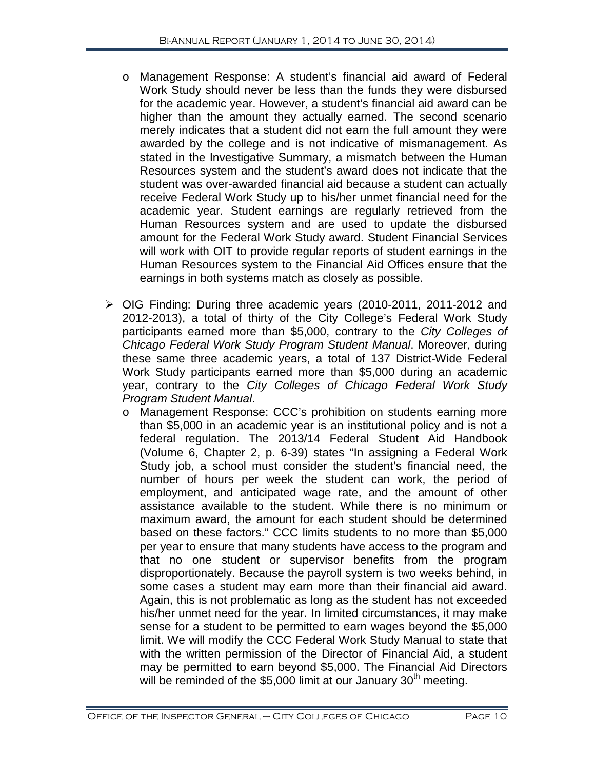- Management Response: A student's financial aid award of Federal Work Study should never be less than the funds they were disbursed for the academic year. However, a student's financial aid award can be higher than the amount they actually earned. The second scenario merely indicates that a student did not earn the full amount they were awarded by the college and is not indicative of mismanagement. As stated in the Investigative Summary, a mismatch between the Human Resources system and the student's award does not indicate that the student was over-awarded financial aid because a student can actually receive Federal Work Study up to his/her unmet financial need for the academic year. Student earnings are regularly retrieved from the Human Resources system and are used to update the disbursed amount for the Federal Work Study award. Student Financial Services will work with OIT to provide regular reports of student earnings in the Human Resources system to the Financial Aid Offices ensure that the earnings in both systems match as closely as possible.

- OIG Finding: During three academic years (2010-2011, 2011-2012 and 2012-2013), a total of thirty of the City College's Federal Work Study participants earned more than $5,000, contrary to the *City Colleges of Chicago Federal Work Study Program Student Manual*. Moreover, during these same three academic years, a total of 137 District-Wide Federal Work Study participants earned more than $5,000 during an academic year, contrary to the *City Colleges of Chicago Federal Work Study Program Student Manual*.
  - Management Response: CCC's prohibition on students earning more than $5,000 in an academic year is an institutional policy and is not a federal regulation. The 2013/14 Federal Student Aid Handbook (Volume 6, Chapter 2, p. 6-39) states "In assigning a Federal Work Study job, a school must consider the student's financial need, the number of hours per week the student can work, the period of employment, and anticipated wage rate, and the amount of other assistance available to the student. While there is no minimum or maximum award, the amount for each student should be determined based on these factors." CCC limits students to no more than $5,000 per year to ensure that many students have access to the program and that no one student or supervisor benefits from the program disproportionately. Because the payroll system is two weeks behind, in some cases a student may earn more than their financial aid award. Again, this is not problematic as long as the student has not exceeded his/her unmet need for the year. In limited circumstances, it may make sense for a student to be permitted to earn wages beyond the $5,000 limit. We will modify the CCC Federal Work Study Manual to state that with the written permission of the Director of Financial Aid, a student may be permitted to earn beyond $5,000. The Financial Aid Directors will be reminded of the $5,000 limit at our January 30th meeting.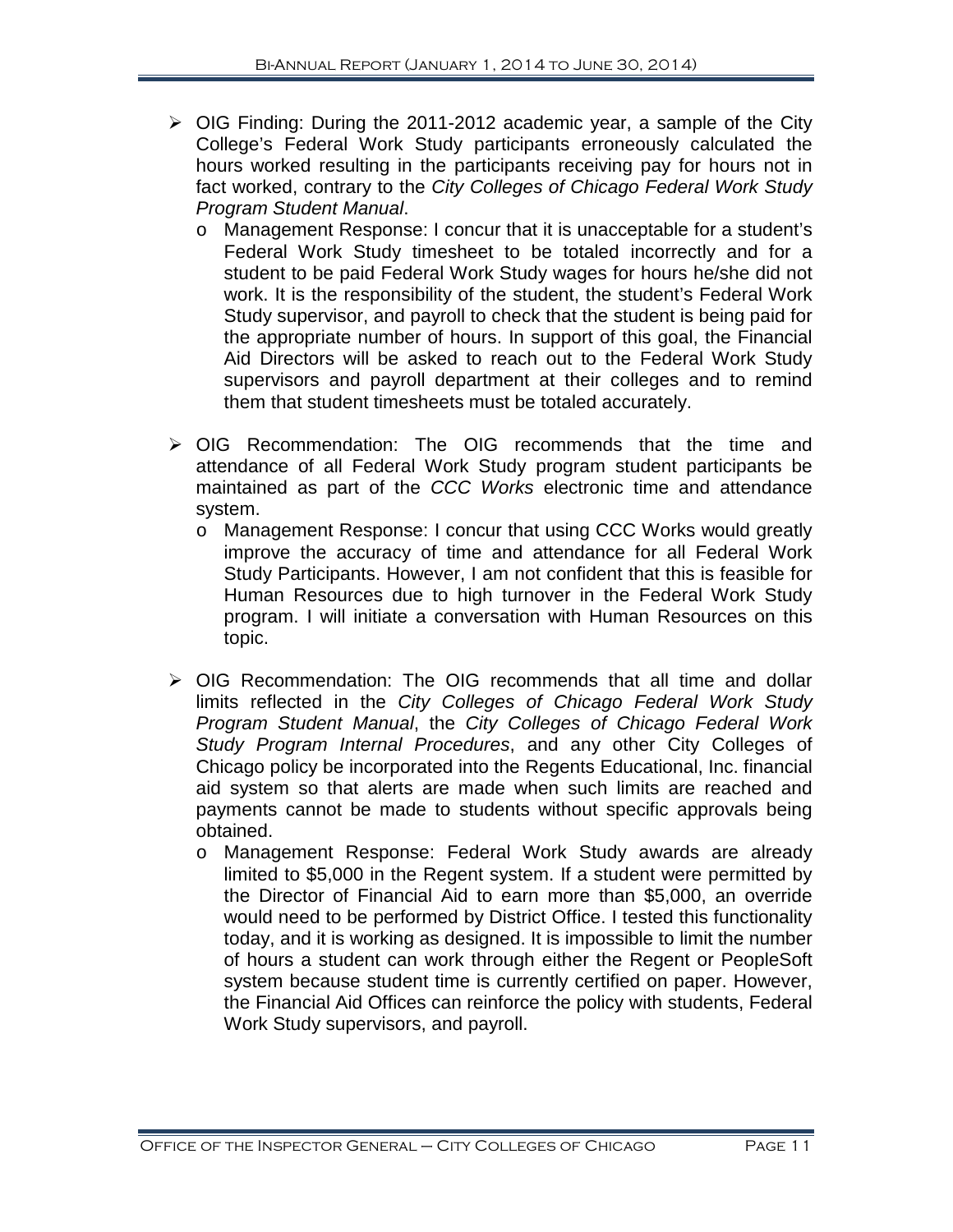- OIG Finding: During the 2011-2012 academic year, a sample of the City College's Federal Work Study participants erroneously calculated the hours worked resulting in the participants receiving pay for hours not in fact worked, contrary to the *City Colleges of Chicago Federal Work Study Program Student Manual*.
  - Management Response: I concur that it is unacceptable for a student's Federal Work Study timesheet to be totaled incorrectly and for a student to be paid Federal Work Study wages for hours he/she did not work. It is the responsibility of the student, the student's Federal Work Study supervisor, and payroll to check that the student is being paid for the appropriate number of hours. In support of this goal, the Financial Aid Directors will be asked to reach out to the Federal Work Study supervisors and payroll department at their colleges and to remind them that student timesheets must be totaled accurately.

- OIG Recommendation: The OIG recommends that the time and attendance of all Federal Work Study program student participants be maintained as part of the *CCC Works* electronic time and attendance system.
  - Management Response: I concur that using CCC Works would greatly improve the accuracy of time and attendance for all Federal Work Study Participants. However, I am not confident that this is feasible for Human Resources due to high turnover in the Federal Work Study program. I will initiate a conversation with Human Resources on this topic.

- OIG Recommendation: The OIG recommends that all time and dollar limits reflected in the *City Colleges of Chicago Federal Work Study Program Student Manual*, the *City Colleges of Chicago Federal Work Study Program Internal Procedures*, and any other City Colleges of Chicago policy be incorporated into the Regents Educational, Inc. financial aid system so that alerts are made when such limits are reached and payments cannot be made to students without specific approvals being obtained.
  - Management Response: Federal Work Study awards are already limited to $5,000 in the Regent system. If a student were permitted by the Director of Financial Aid to earn more than $5,000, an override would need to be performed by District Office. I tested this functionality today, and it is working as designed. It is impossible to limit the number of hours a student can work through either the Regent or PeopleSoft system because student time is currently certified on paper. However, the Financial Aid Offices can reinforce the policy with students, Federal Work Study supervisors, and payroll.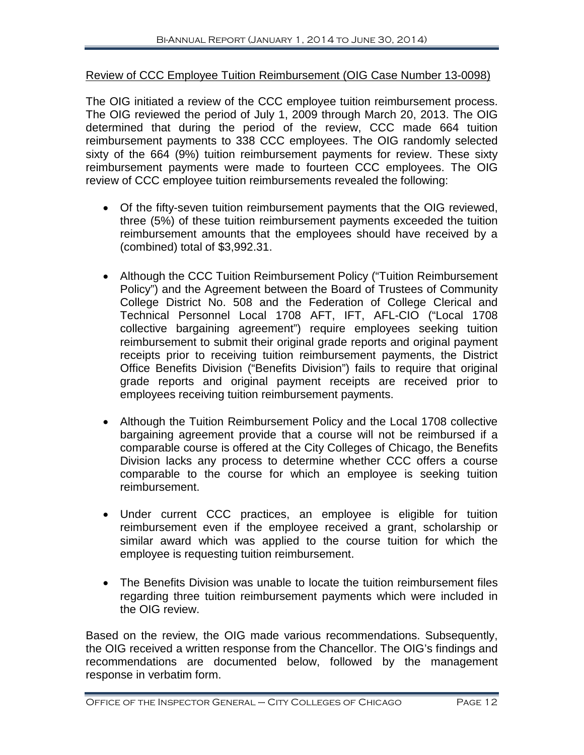Review of CCC Employee Tuition Reimbursement (OIG Case Number 13-0098)

The OIG initiated a review of the CCC employee tuition reimbursement process. The OIG reviewed the period of July 1, 2009 through March 20, 2013. The OIG determined that during the period of the review, CCC made 664 tuition reimbursement payments to 338 CCC employees. The OIG randomly selected sixty of the 664 (9%) tuition reimbursement payments for review. These sixty reimbursement payments were made to fourteen CCC employees. The OIG review of CCC employee tuition reimbursements revealed the following:

- Of the fifty-seven tuition reimbursement payments that the OIG reviewed, three (5%) of these tuition reimbursement payments exceeded the tuition reimbursement amounts that the employees should have received by a (combined) total of $3,992.31.

- Although the CCC Tuition Reimbursement Policy ("Tuition Reimbursement Policy") and the Agreement between the Board of Trustees of Community College District No. 508 and the Federation of College Clerical and Technical Personnel Local 1708 AFT, IFT, AFL-CIO ("Local 1708 collective bargaining agreement") require employees seeking tuition reimbursement to submit their original grade reports and original payment receipts prior to receiving tuition reimbursement payments, the District Office Benefits Division ("Benefits Division") fails to require that original grade reports and original payment receipts are received prior to employees receiving tuition reimbursement payments.

- Although the Tuition Reimbursement Policy and the Local 1708 collective bargaining agreement provide that a course will not be reimbursed if a comparable course is offered at the City Colleges of Chicago, the Benefits Division lacks any process to determine whether CCC offers a course comparable to the course for which an employee is seeking tuition reimbursement.

- Under current CCC practices, an employee is eligible for tuition reimbursement even if the employee received a grant, scholarship or similar award which was applied to the course tuition for which the employee is requesting tuition reimbursement.

- The Benefits Division was unable to locate the tuition reimbursement files regarding three tuition reimbursement payments which were included in the OIG review.

Based on the review, the OIG made various recommendations. Subsequently, the OIG received a written response from the Chancellor. The OIG's findings and recommendations are documented below, followed by the management response in verbatim form.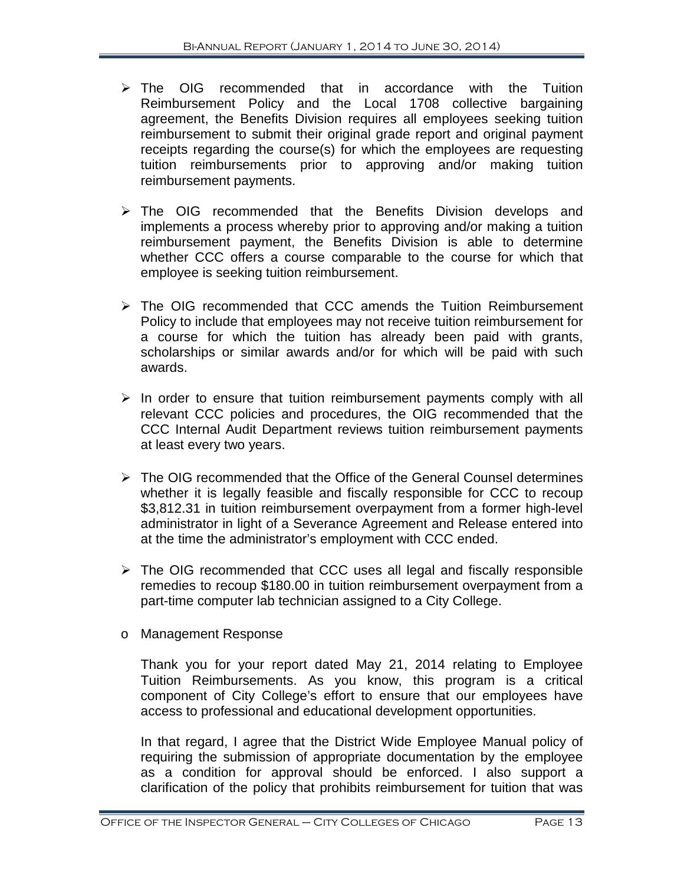- The OIG recommended that in accordance with the Tuition Reimbursement Policy and the Local 1708 collective bargaining agreement, the Benefits Division requires all employees seeking tuition reimbursement to submit their original grade report and original payment receipts regarding the course(s) for which the employees are requesting tuition reimbursements prior to approving and/or making tuition reimbursement payments.

- The OIG recommended that the Benefits Division develops and implements a process whereby prior to approving and/or making a tuition reimbursement payment, the Benefits Division is able to determine whether CCC offers a course comparable to the course for which that employee is seeking tuition reimbursement.

- The OIG recommended that CCC amends the Tuition Reimbursement Policy to include that employees may not receive tuition reimbursement for a course for which the tuition has already been paid with grants, scholarships or similar awards and/or for which will be paid with such awards.

- In order to ensure that tuition reimbursement payments comply with all relevant CCC policies and procedures, the OIG recommended that the CCC Internal Audit Department reviews tuition reimbursement payments at least every two years.

- The OIG recommended that the Office of the General Counsel determines whether it is legally feasible and fiscally responsible for CCC to recoup $3,812.31 in tuition reimbursement overpayment from a former high-level administrator in light of a Severance Agreement and Release entered into at the time the administrator's employment with CCC ended.

- The OIG recommended that CCC uses all legal and fiscally responsible remedies to recoup $180.00 in tuition reimbursement overpayment from a part-time computer lab technician assigned to a City College.

- Management Response

  Thank you for your report dated May 21, 2014 relating to Employee Tuition Reimbursements. As you know, this program is a critical component of City College's effort to ensure that our employees have access to professional and educational development opportunities.

  In that regard, I agree that the District Wide Employee Manual policy of requiring the submission of appropriate documentation by the employee as a condition for approval should be enforced. I also support a clarification of the policy that prohibits reimbursement for tuition that was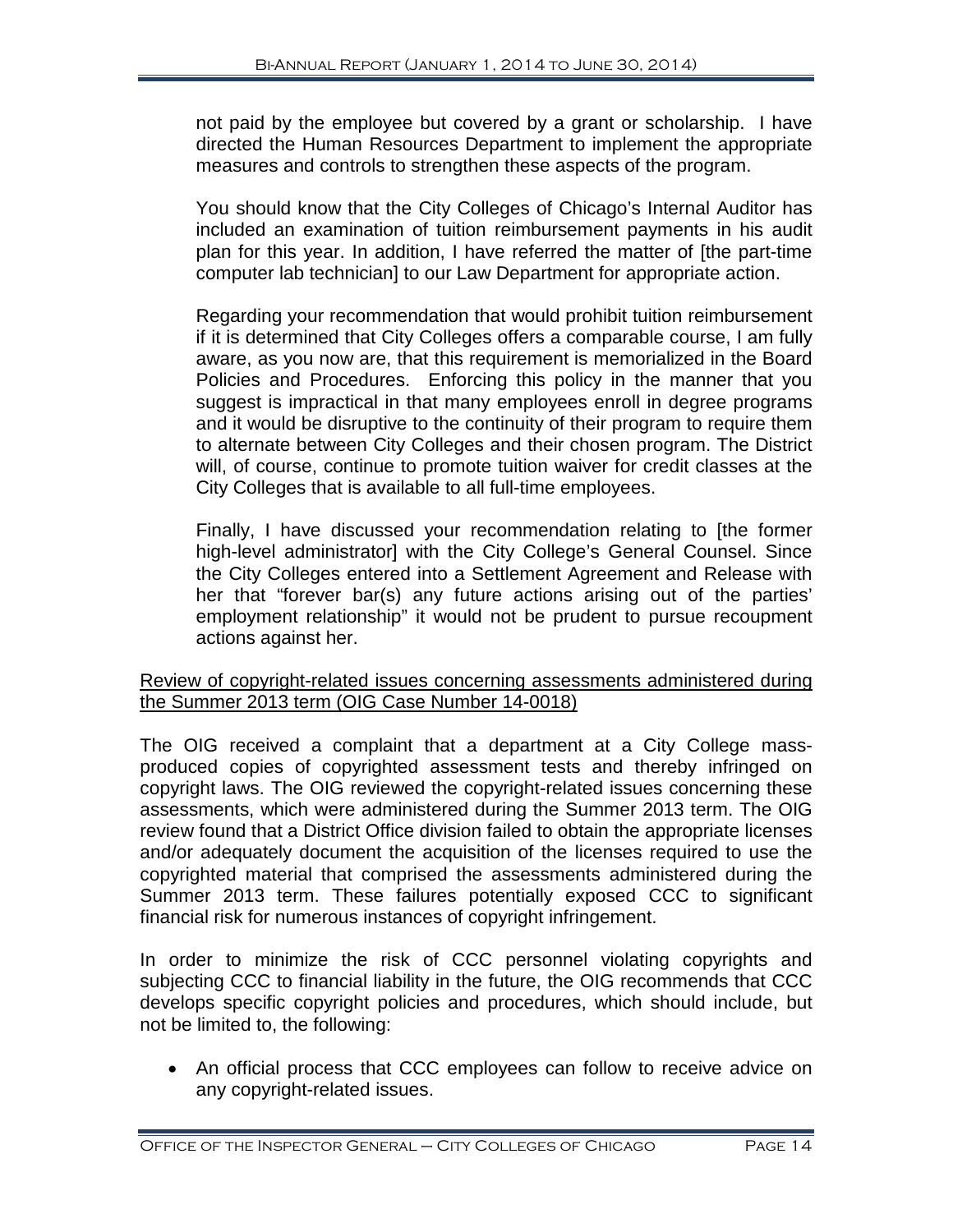not paid by the employee but covered by a grant or scholarship. I have directed the Human Resources Department to implement the appropriate measures and controls to strengthen these aspects of the program.

> You should know that the City Colleges of Chicago's Internal Auditor has included an examination of tuition reimbursement payments in his audit plan for this year. In addition, I have referred the matter of [the part-time computer lab technician] to our Law Department for appropriate action.
>
> Regarding your recommendation that would prohibit tuition reimbursement if it is determined that City Colleges offers a comparable course, I am fully aware, as you now are, that this requirement is memorialized in the Board Policies and Procedures. Enforcing this policy in the manner that you suggest is impractical in that many employees enroll in degree programs and it would be disruptive to the continuity of their program to require them to alternate between City Colleges and their chosen program. The District will, of course, continue to promote tuition waiver for credit classes at the City Colleges that is available to all full-time employees.
>
> Finally, I have discussed your recommendation relating to [the former high-level administrator] with the City College's General Counsel. Since the City Colleges entered into a Settlement Agreement and Release with her that "forever bar(s) any future actions arising out of the parties' employment relationship" it would not be prudent to pursue recoupment actions against her.

<u>Review of copyright-related issues concerning assessments administered during the Summer 2013 term (OIG Case Number 14-0018)</u>

The OIG received a complaint that a department at a City College mass-produced copies of copyrighted assessment tests and thereby infringed on copyright laws. The OIG reviewed the copyright-related issues concerning these assessments, which were administered during the Summer 2013 term. The OIG review found that a District Office division failed to obtain the appropriate licenses and/or adequately document the acquisition of the licenses required to use the copyrighted material that comprised the assessments administered during the Summer 2013 term. These failures potentially exposed CCC to significant financial risk for numerous instances of copyright infringement.

In order to minimize the risk of CCC personnel violating copyrights and subjecting CCC to financial liability in the future, the OIG recommends that CCC develops specific copyright policies and procedures, which should include, but not be limited to, the following:

- An official process that CCC employees can follow to receive advice on any copyright-related issues.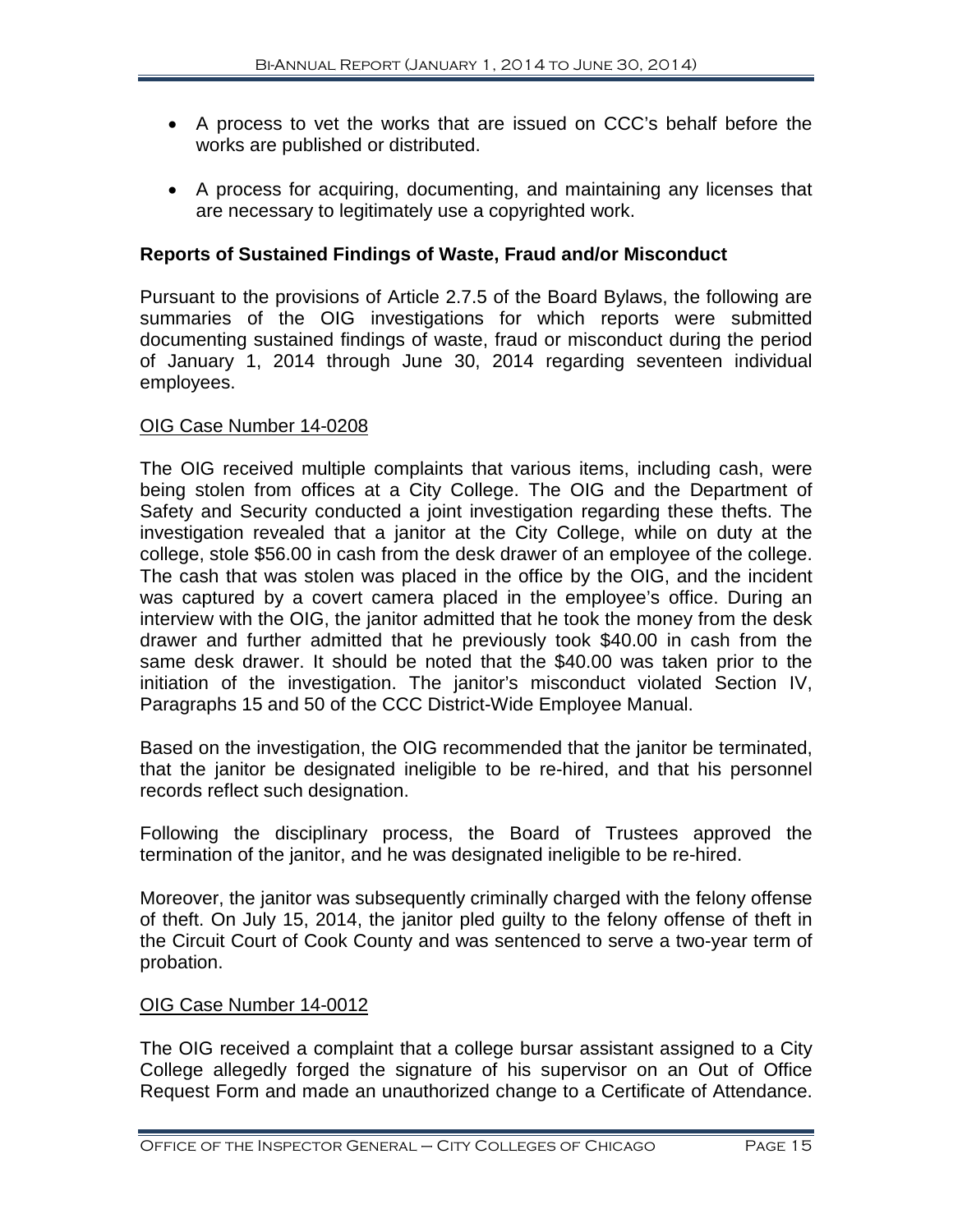- A process to vet the works that are issued on CCC's behalf before the works are published or distributed.

- A process for acquiring, documenting, and maintaining any licenses that are necessary to legitimately use a copyrighted work.

**Reports of Sustained Findings of Waste, Fraud and/or Misconduct**

Pursuant to the provisions of Article 2.7.5 of the Board Bylaws, the following are summaries of the OIG investigations for which reports were submitted documenting sustained findings of waste, fraud or misconduct during the period of January 1, 2014 through June 30, 2014 regarding seventeen individual employees.

OIG Case Number 14-0208

The OIG received multiple complaints that various items, including cash, were being stolen from offices at a City College. The OIG and the Department of Safety and Security conducted a joint investigation regarding these thefts. The investigation revealed that a janitor at the City College, while on duty at the college, stole $56.00 in cash from the desk drawer of an employee of the college. The cash that was stolen was placed in the office by the OIG, and the incident was captured by a covert camera placed in the employee's office. During an interview with the OIG, the janitor admitted that he took the money from the desk drawer and further admitted that he previously took $40.00 in cash from the same desk drawer. It should be noted that the $40.00 was taken prior to the initiation of the investigation. The janitor's misconduct violated Section IV, Paragraphs 15 and 50 of the CCC District-Wide Employee Manual.

Based on the investigation, the OIG recommended that the janitor be terminated, that the janitor be designated ineligible to be re-hired, and that his personnel records reflect such designation.

Following the disciplinary process, the Board of Trustees approved the termination of the janitor, and he was designated ineligible to be re-hired.

Moreover, the janitor was subsequently criminally charged with the felony offense of theft. On July 15, 2014, the janitor pled guilty to the felony offense of theft in the Circuit Court of Cook County and was sentenced to serve a two-year term of probation.

OIG Case Number 14-0012

The OIG received a complaint that a college bursar assistant assigned to a City College allegedly forged the signature of his supervisor on an Out of Office Request Form and made an unauthorized change to a Certificate of Attendance.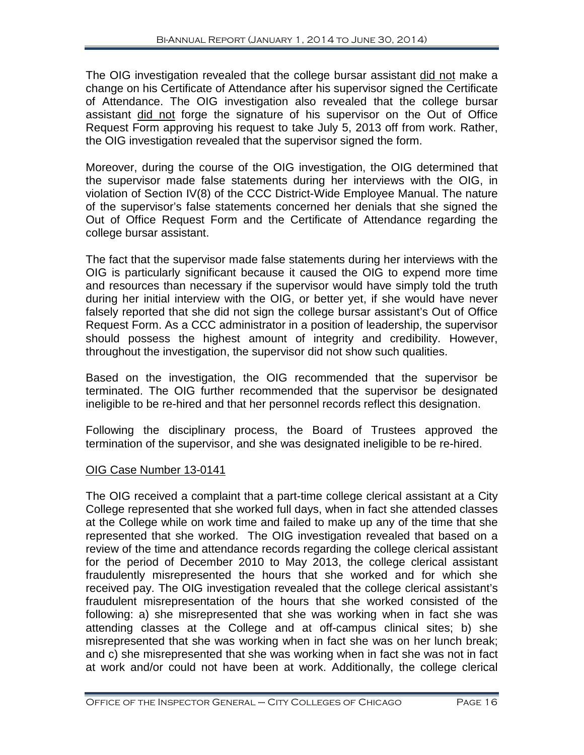The OIG investigation revealed that the college bursar assistant <u>did not</u> make a change on his Certificate of Attendance after his supervisor signed the Certificate of Attendance. The OIG investigation also revealed that the college bursar assistant <u>did not</u> forge the signature of his supervisor on the Out of Office Request Form approving his request to take July 5, 2013 off from work. Rather, the OIG investigation revealed that the supervisor signed the form.

Moreover, during the course of the OIG investigation, the OIG determined that the supervisor made false statements during her interviews with the OIG, in violation of Section IV(8) of the CCC District-Wide Employee Manual. The nature of the supervisor's false statements concerned her denials that she signed the Out of Office Request Form and the Certificate of Attendance regarding the college bursar assistant.

The fact that the supervisor made false statements during her interviews with the OIG is particularly significant because it caused the OIG to expend more time and resources than necessary if the supervisor would have simply told the truth during her initial interview with the OIG, or better yet, if she would have never falsely reported that she did not sign the college bursar assistant's Out of Office Request Form. As a CCC administrator in a position of leadership, the supervisor should possess the highest amount of integrity and credibility. However, throughout the investigation, the supervisor did not show such qualities.

Based on the investigation, the OIG recommended that the supervisor be terminated. The OIG further recommended that the supervisor be designated ineligible to be re-hired and that her personnel records reflect this designation.

Following the disciplinary process, the Board of Trustees approved the termination of the supervisor, and she was designated ineligible to be re-hired.

<u>OIG Case Number 13-0141</u>

The OIG received a complaint that a part-time college clerical assistant at a City College represented that she worked full days, when in fact she attended classes at the College while on work time and failed to make up any of the time that she represented that she worked. The OIG investigation revealed that based on a review of the time and attendance records regarding the college clerical assistant for the period of December 2010 to May 2013, the college clerical assistant fraudulently misrepresented the hours that she worked and for which she received pay. The OIG investigation revealed that the college clerical assistant's fraudulent misrepresentation of the hours that she worked consisted of the following: a) she misrepresented that she was working when in fact she was attending classes at the College and at off-campus clinical sites; b) she misrepresented that she was working when in fact she was on her lunch break; and c) she misrepresented that she was working when in fact she was not in fact at work and/or could not have been at work. Additionally, the college clerical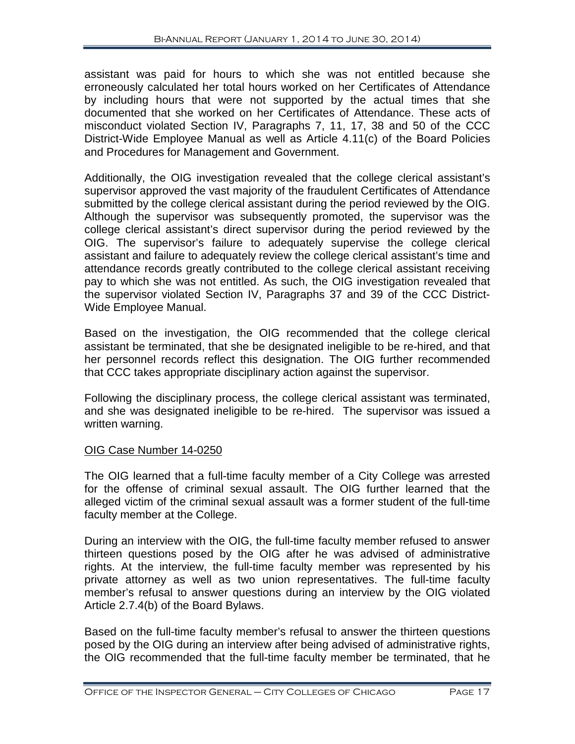assistant was paid for hours to which she was not entitled because she erroneously calculated her total hours worked on her Certificates of Attendance by including hours that were not supported by the actual times that she documented that she worked on her Certificates of Attendance. These acts of misconduct violated Section IV, Paragraphs 7, 11, 17, 38 and 50 of the CCC District-Wide Employee Manual as well as Article 4.11(c) of the Board Policies and Procedures for Management and Government.

Additionally, the OIG investigation revealed that the college clerical assistant's supervisor approved the vast majority of the fraudulent Certificates of Attendance submitted by the college clerical assistant during the period reviewed by the OIG. Although the supervisor was subsequently promoted, the supervisor was the college clerical assistant's direct supervisor during the period reviewed by the OIG. The supervisor's failure to adequately supervise the college clerical assistant and failure to adequately review the college clerical assistant's time and attendance records greatly contributed to the college clerical assistant receiving pay to which she was not entitled. As such, the OIG investigation revealed that the supervisor violated Section IV, Paragraphs 37 and 39 of the CCC District-Wide Employee Manual.

Based on the investigation, the OIG recommended that the college clerical assistant be terminated, that she be designated ineligible to be re-hired, and that her personnel records reflect this designation. The OIG further recommended that CCC takes appropriate disciplinary action against the supervisor.

Following the disciplinary process, the college clerical assistant was terminated, and she was designated ineligible to be re-hired. The supervisor was issued a written warning.

OIG Case Number 14-0250

The OIG learned that a full-time faculty member of a City College was arrested for the offense of criminal sexual assault. The OIG further learned that the alleged victim of the criminal sexual assault was a former student of the full-time faculty member at the College.

During an interview with the OIG, the full-time faculty member refused to answer thirteen questions posed by the OIG after he was advised of administrative rights. At the interview, the full-time faculty member was represented by his private attorney as well as two union representatives. The full-time faculty member's refusal to answer questions during an interview by the OIG violated Article 2.7.4(b) of the Board Bylaws.

Based on the full-time faculty member's refusal to answer the thirteen questions posed by the OIG during an interview after being advised of administrative rights, the OIG recommended that the full-time faculty member be terminated, that he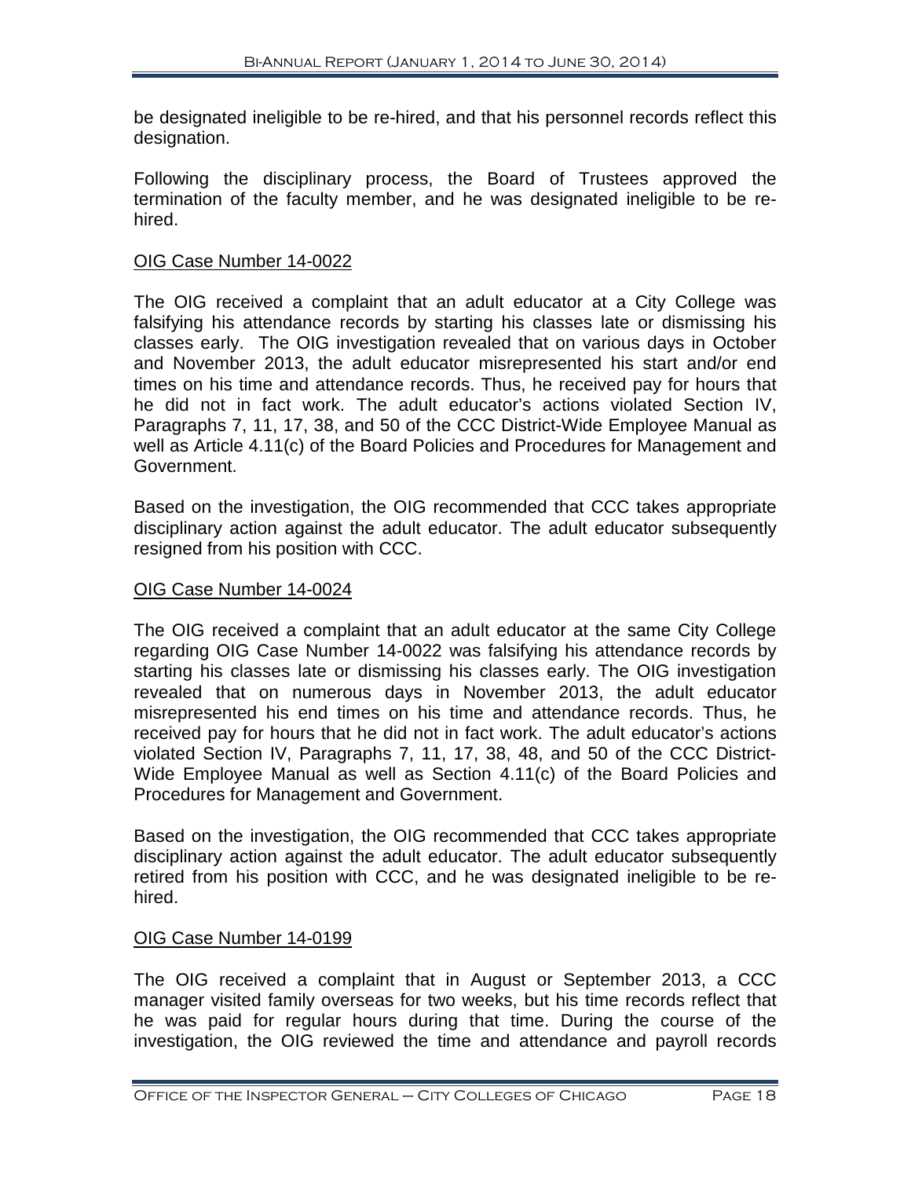be designated ineligible to be re-hired, and that his personnel records reflect this designation.

Following the disciplinary process, the Board of Trustees approved the termination of the faculty member, and he was designated ineligible to be re-hired.

<u>OIG Case Number 14-0022</u>

The OIG received a complaint that an adult educator at a City College was falsifying his attendance records by starting his classes late or dismissing his classes early. The OIG investigation revealed that on various days in October and November 2013, the adult educator misrepresented his start and/or end times on his time and attendance records. Thus, he received pay for hours that he did not in fact work. The adult educator's actions violated Section IV, Paragraphs 7, 11, 17, 38, and 50 of the CCC District-Wide Employee Manual as well as Article 4.11(c) of the Board Policies and Procedures for Management and Government.

Based on the investigation, the OIG recommended that CCC takes appropriate disciplinary action against the adult educator. The adult educator subsequently resigned from his position with CCC.

<u>OIG Case Number 14-0024</u>

The OIG received a complaint that an adult educator at the same City College regarding OIG Case Number 14-0022 was falsifying his attendance records by starting his classes late or dismissing his classes early. The OIG investigation revealed that on numerous days in November 2013, the adult educator misrepresented his end times on his time and attendance records. Thus, he received pay for hours that he did not in fact work. The adult educator's actions violated Section IV, Paragraphs 7, 11, 17, 38, 48, and 50 of the CCC District-Wide Employee Manual as well as Section 4.11(c) of the Board Policies and Procedures for Management and Government.

Based on the investigation, the OIG recommended that CCC takes appropriate disciplinary action against the adult educator. The adult educator subsequently retired from his position with CCC, and he was designated ineligible to be re-hired.

<u>OIG Case Number 14-0199</u>

The OIG received a complaint that in August or September 2013, a CCC manager visited family overseas for two weeks, but his time records reflect that he was paid for regular hours during that time. During the course of the investigation, the OIG reviewed the time and attendance and payroll records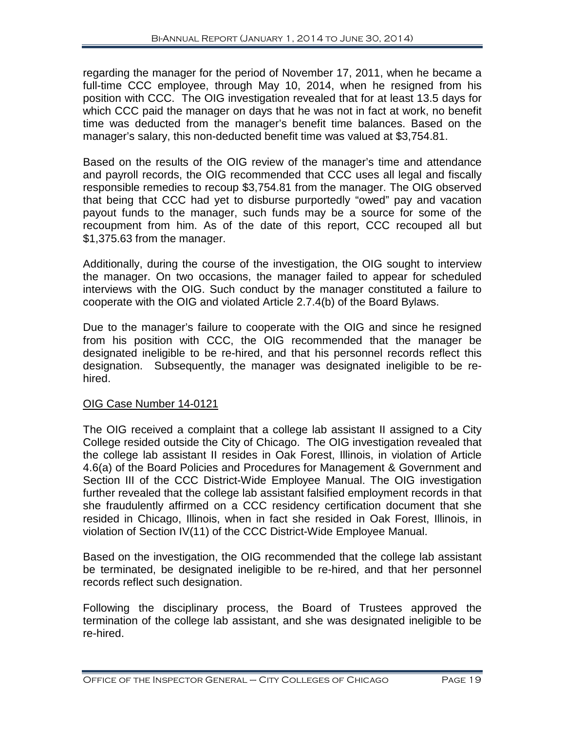regarding the manager for the period of November 17, 2011, when he became a full-time CCC employee, through May 10, 2014, when he resigned from his position with CCC. The OIG investigation revealed that for at least 13.5 days for which CCC paid the manager on days that he was not in fact at work, no benefit time was deducted from the manager's benefit time balances. Based on the manager's salary, this non-deducted benefit time was valued at $3,754.81.

Based on the results of the OIG review of the manager's time and attendance and payroll records, the OIG recommended that CCC uses all legal and fiscally responsible remedies to recoup $3,754.81 from the manager. The OIG observed that being that CCC had yet to disburse purportedly "owed" pay and vacation payout funds to the manager, such funds may be a source for some of the recoupment from him. As of the date of this report, CCC recouped all but $1,375.63 from the manager.

Additionally, during the course of the investigation, the OIG sought to interview the manager. On two occasions, the manager failed to appear for scheduled interviews with the OIG. Such conduct by the manager constituted a failure to cooperate with the OIG and violated Article 2.7.4(b) of the Board Bylaws.

Due to the manager's failure to cooperate with the OIG and since he resigned from his position with CCC, the OIG recommended that the manager be designated ineligible to be re-hired, and that his personnel records reflect this designation. Subsequently, the manager was designated ineligible to be re-hired.

<u>OIG Case Number 14-0121</u>

The OIG received a complaint that a college lab assistant II assigned to a City College resided outside the City of Chicago. The OIG investigation revealed that the college lab assistant II resides in Oak Forest, Illinois, in violation of Article 4.6(a) of the Board Policies and Procedures for Management & Government and Section III of the CCC District-Wide Employee Manual. The OIG investigation further revealed that the college lab assistant falsified employment records in that she fraudulently affirmed on a CCC residency certification document that she resided in Chicago, Illinois, when in fact she resided in Oak Forest, Illinois, in violation of Section IV(11) of the CCC District-Wide Employee Manual.

Based on the investigation, the OIG recommended that the college lab assistant be terminated, be designated ineligible to be re-hired, and that her personnel records reflect such designation.

Following the disciplinary process, the Board of Trustees approved the termination of the college lab assistant, and she was designated ineligible to be re-hired.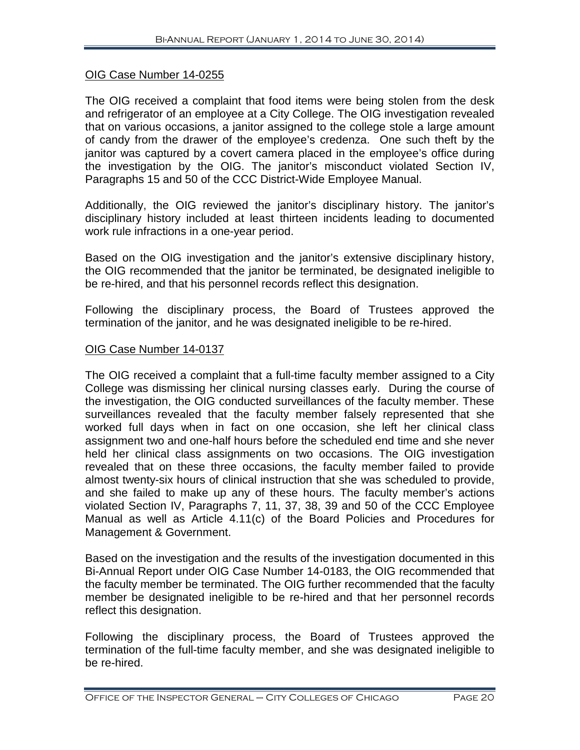OIG Case Number 14-0255

The OIG received a complaint that food items were being stolen from the desk and refrigerator of an employee at a City College. The OIG investigation revealed that on various occasions, a janitor assigned to the college stole a large amount of candy from the drawer of the employee's credenza. One such theft by the janitor was captured by a covert camera placed in the employee's office during the investigation by the OIG. The janitor's misconduct violated Section IV, Paragraphs 15 and 50 of the CCC District-Wide Employee Manual.

Additionally, the OIG reviewed the janitor's disciplinary history. The janitor's disciplinary history included at least thirteen incidents leading to documented work rule infractions in a one-year period.

Based on the OIG investigation and the janitor's extensive disciplinary history, the OIG recommended that the janitor be terminated, be designated ineligible to be re-hired, and that his personnel records reflect this designation.

Following the disciplinary process, the Board of Trustees approved the termination of the janitor, and he was designated ineligible to be re-hired.

OIG Case Number 14-0137

The OIG received a complaint that a full-time faculty member assigned to a City College was dismissing her clinical nursing classes early. During the course of the investigation, the OIG conducted surveillances of the faculty member. These surveillances revealed that the faculty member falsely represented that she worked full days when in fact on one occasion, she left her clinical class assignment two and one-half hours before the scheduled end time and she never held her clinical class assignments on two occasions. The OIG investigation revealed that on these three occasions, the faculty member failed to provide almost twenty-six hours of clinical instruction that she was scheduled to provide, and she failed to make up any of these hours. The faculty member's actions violated Section IV, Paragraphs 7, 11, 37, 38, 39 and 50 of the CCC Employee Manual as well as Article 4.11(c) of the Board Policies and Procedures for Management & Government.

Based on the investigation and the results of the investigation documented in this Bi-Annual Report under OIG Case Number 14-0183, the OIG recommended that the faculty member be terminated. The OIG further recommended that the faculty member be designated ineligible to be re-hired and that her personnel records reflect this designation.

Following the disciplinary process, the Board of Trustees approved the termination of the full-time faculty member, and she was designated ineligible to be re-hired.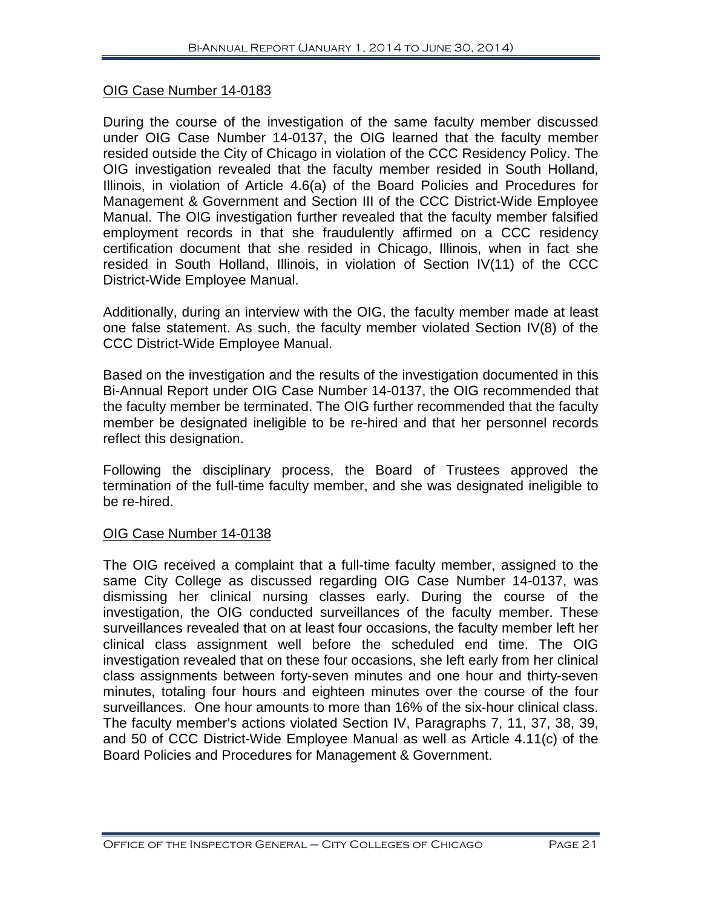OIG Case Number 14-0183

During the course of the investigation of the same faculty member discussed under OIG Case Number 14-0137, the OIG learned that the faculty member resided outside the City of Chicago in violation of the CCC Residency Policy. The OIG investigation revealed that the faculty member resided in South Holland, Illinois, in violation of Article 4.6(a) of the Board Policies and Procedures for Management & Government and Section III of the CCC District-Wide Employee Manual. The OIG investigation further revealed that the faculty member falsified employment records in that she fraudulently affirmed on a CCC residency certification document that she resided in Chicago, Illinois, when in fact she resided in South Holland, Illinois, in violation of Section IV(11) of the CCC District-Wide Employee Manual.

Additionally, during an interview with the OIG, the faculty member made at least one false statement. As such, the faculty member violated Section IV(8) of the CCC District-Wide Employee Manual.

Based on the investigation and the results of the investigation documented in this Bi-Annual Report under OIG Case Number 14-0137, the OIG recommended that the faculty member be terminated. The OIG further recommended that the faculty member be designated ineligible to be re-hired and that her personnel records reflect this designation.

Following the disciplinary process, the Board of Trustees approved the termination of the full-time faculty member, and she was designated ineligible to be re-hired.

OIG Case Number 14-0138

The OIG received a complaint that a full-time faculty member, assigned to the same City College as discussed regarding OIG Case Number 14-0137, was dismissing her clinical nursing classes early. During the course of the investigation, the OIG conducted surveillances of the faculty member. These surveillances revealed that on at least four occasions, the faculty member left her clinical class assignment well before the scheduled end time. The OIG investigation revealed that on these four occasions, she left early from her clinical class assignments between forty-seven minutes and one hour and thirty-seven minutes, totaling four hours and eighteen minutes over the course of the four surveillances. One hour amounts to more than 16% of the six-hour clinical class. The faculty member's actions violated Section IV, Paragraphs 7, 11, 37, 38, 39, and 50 of CCC District-Wide Employee Manual as well as Article 4.11(c) of the Board Policies and Procedures for Management & Government.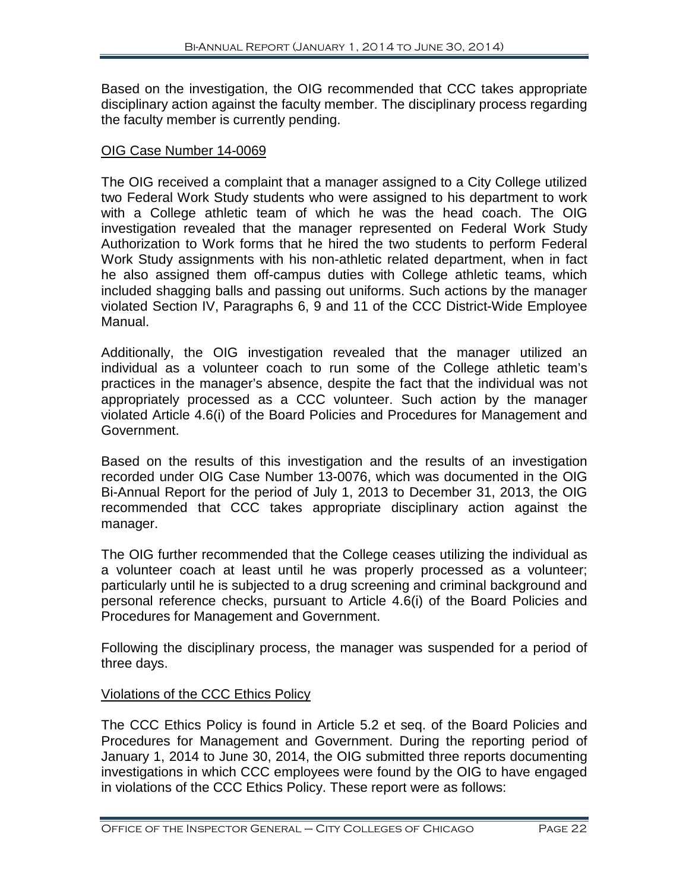Based on the investigation, the OIG recommended that CCC takes appropriate disciplinary action against the faculty member. The disciplinary process regarding the faculty member is currently pending.

OIG Case Number 14-0069

The OIG received a complaint that a manager assigned to a City College utilized two Federal Work Study students who were assigned to his department to work with a College athletic team of which he was the head coach. The OIG investigation revealed that the manager represented on Federal Work Study Authorization to Work forms that he hired the two students to perform Federal Work Study assignments with his non-athletic related department, when in fact he also assigned them off-campus duties with College athletic teams, which included shagging balls and passing out uniforms. Such actions by the manager violated Section IV, Paragraphs 6, 9 and 11 of the CCC District-Wide Employee Manual.

Additionally, the OIG investigation revealed that the manager utilized an individual as a volunteer coach to run some of the College athletic team's practices in the manager's absence, despite the fact that the individual was not appropriately processed as a CCC volunteer. Such action by the manager violated Article 4.6(i) of the Board Policies and Procedures for Management and Government.

Based on the results of this investigation and the results of an investigation recorded under OIG Case Number 13-0076, which was documented in the OIG Bi-Annual Report for the period of July 1, 2013 to December 31, 2013, the OIG recommended that CCC takes appropriate disciplinary action against the manager.

The OIG further recommended that the College ceases utilizing the individual as a volunteer coach at least until he was properly processed as a volunteer; particularly until he is subjected to a drug screening and criminal background and personal reference checks, pursuant to Article 4.6(i) of the Board Policies and Procedures for Management and Government.

Following the disciplinary process, the manager was suspended for a period of three days.

Violations of the CCC Ethics Policy

The CCC Ethics Policy is found in Article 5.2 et seq. of the Board Policies and Procedures for Management and Government. During the reporting period of January 1, 2014 to June 30, 2014, the OIG submitted three reports documenting investigations in which CCC employees were found by the OIG to have engaged in violations of the CCC Ethics Policy. These report were as follows: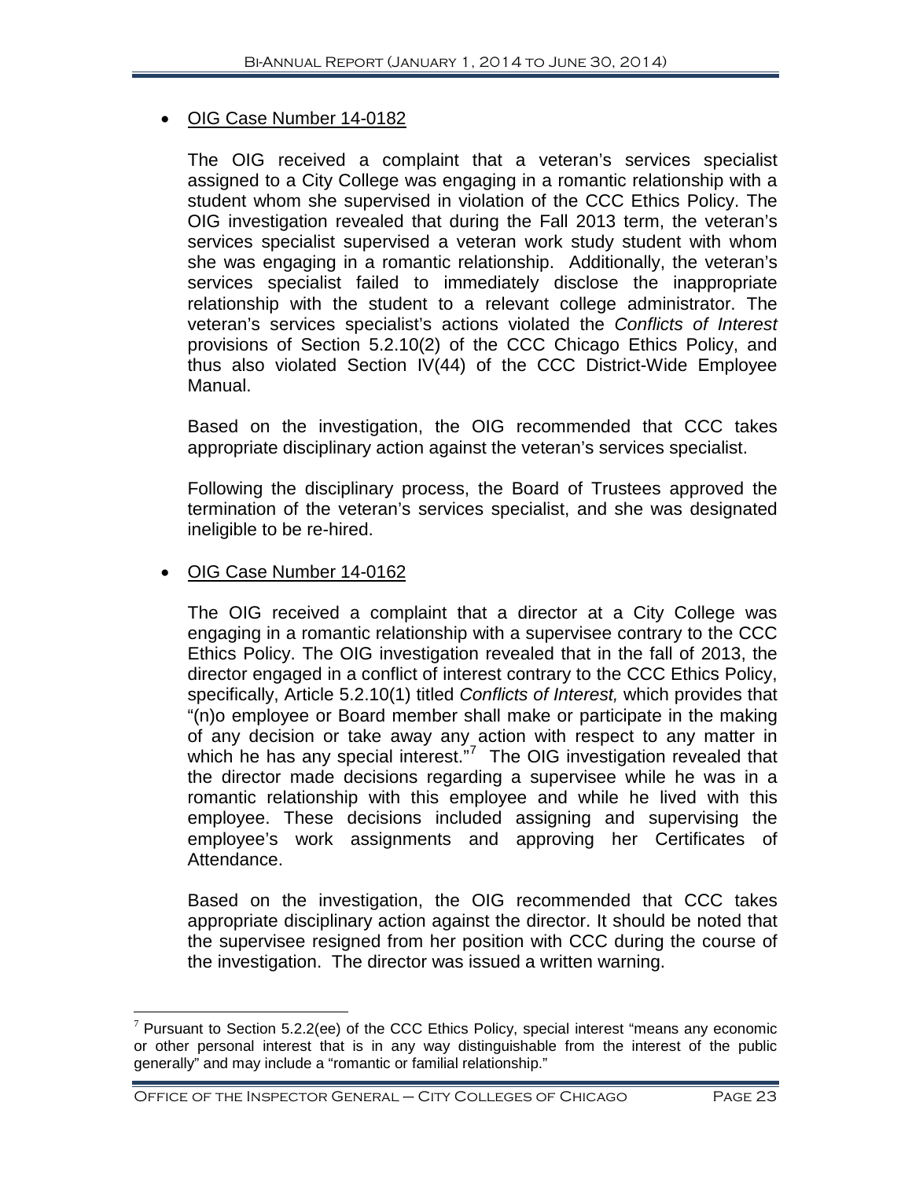- OIG Case Number 14-0182

  The OIG received a complaint that a veteran's services specialist assigned to a City College was engaging in a romantic relationship with a student whom she supervised in violation of the CCC Ethics Policy. The OIG investigation revealed that during the Fall 2013 term, the veteran's services specialist supervised a veteran work study student with whom she was engaging in a romantic relationship. Additionally, the veteran's services specialist failed to immediately disclose the inappropriate relationship with the student to a relevant college administrator. The veteran's services specialist's actions violated the *Conflicts of Interest* provisions of Section 5.2.10(2) of the CCC Chicago Ethics Policy, and thus also violated Section IV(44) of the CCC District-Wide Employee Manual.

  Based on the investigation, the OIG recommended that CCC takes appropriate disciplinary action against the veteran's services specialist.

  Following the disciplinary process, the Board of Trustees approved the termination of the veteran's services specialist, and she was designated ineligible to be re-hired.

- OIG Case Number 14-0162

  The OIG received a complaint that a director at a City College was engaging in a romantic relationship with a supervisee contrary to the CCC Ethics Policy. The OIG investigation revealed that in the fall of 2013, the director engaged in a conflict of interest contrary to the CCC Ethics Policy, specifically, Article 5.2.10(1) titled *Conflicts of Interest,* which provides that "(n)o employee or Board member shall make or participate in the making of any decision or take away any action with respect to any matter in which he has any special interest."[7] The OIG investigation revealed that the director made decisions regarding a supervisee while he was in a romantic relationship with this employee and while he lived with this employee. These decisions included assigning and supervising the employee's work assignments and approving her Certificates of Attendance.

  Based on the investigation, the OIG recommended that CCC takes appropriate disciplinary action against the director. It should be noted that the supervisee resigned from her position with CCC during the course of the investigation. The director was issued a written warning.

---

[7] Pursuant to Section 5.2.2(ee) of the CCC Ethics Policy, special interest "means any economic or other personal interest that is in any way distinguishable from the interest of the public generally" and may include a "romantic or familial relationship."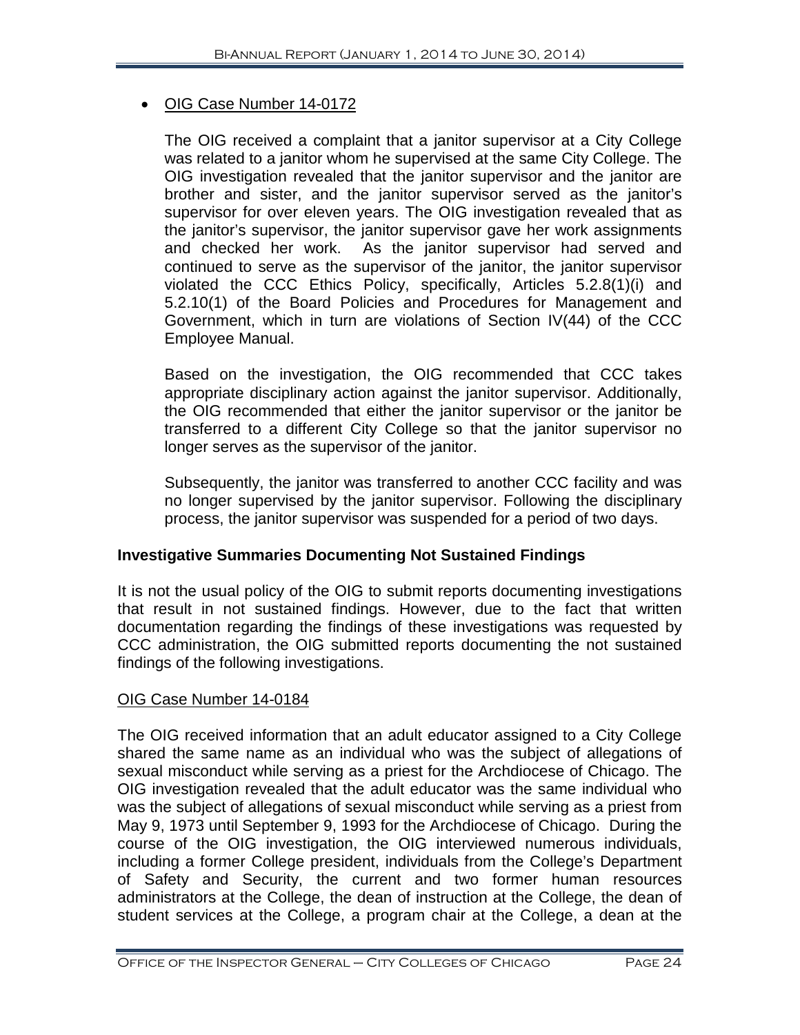- <u>OIG Case Number 14-0172</u>

  The OIG received a complaint that a janitor supervisor at a City College was related to a janitor whom he supervised at the same City College. The OIG investigation revealed that the janitor supervisor and the janitor are brother and sister, and the janitor supervisor served as the janitor's supervisor for over eleven years. The OIG investigation revealed that as the janitor's supervisor, the janitor supervisor gave her work assignments and checked her work. As the janitor supervisor had served and continued to serve as the supervisor of the janitor, the janitor supervisor violated the CCC Ethics Policy, specifically, Articles 5.2.8(1)(i) and 5.2.10(1) of the Board Policies and Procedures for Management and Government, which in turn are violations of Section IV(44) of the CCC Employee Manual.

  Based on the investigation, the OIG recommended that CCC takes appropriate disciplinary action against the janitor supervisor. Additionally, the OIG recommended that either the janitor supervisor or the janitor be transferred to a different City College so that the janitor supervisor no longer serves as the supervisor of the janitor.

  Subsequently, the janitor was transferred to another CCC facility and was no longer supervised by the janitor supervisor. Following the disciplinary process, the janitor supervisor was suspended for a period of two days.

**Investigative Summaries Documenting Not Sustained Findings**

It is not the usual policy of the OIG to submit reports documenting investigations that result in not sustained findings. However, due to the fact that written documentation regarding the findings of these investigations was requested by CCC administration, the OIG submitted reports documenting the not sustained findings of the following investigations.

<u>OIG Case Number 14-0184</u>

The OIG received information that an adult educator assigned to a City College shared the same name as an individual who was the subject of allegations of sexual misconduct while serving as a priest for the Archdiocese of Chicago. The OIG investigation revealed that the adult educator was the same individual who was the subject of allegations of sexual misconduct while serving as a priest from May 9, 1973 until September 9, 1993 for the Archdiocese of Chicago. During the course of the OIG investigation, the OIG interviewed numerous individuals, including a former College president, individuals from the College's Department of Safety and Security, the current and two former human resources administrators at the College, the dean of instruction at the College, the dean of student services at the College, a program chair at the College, a dean at the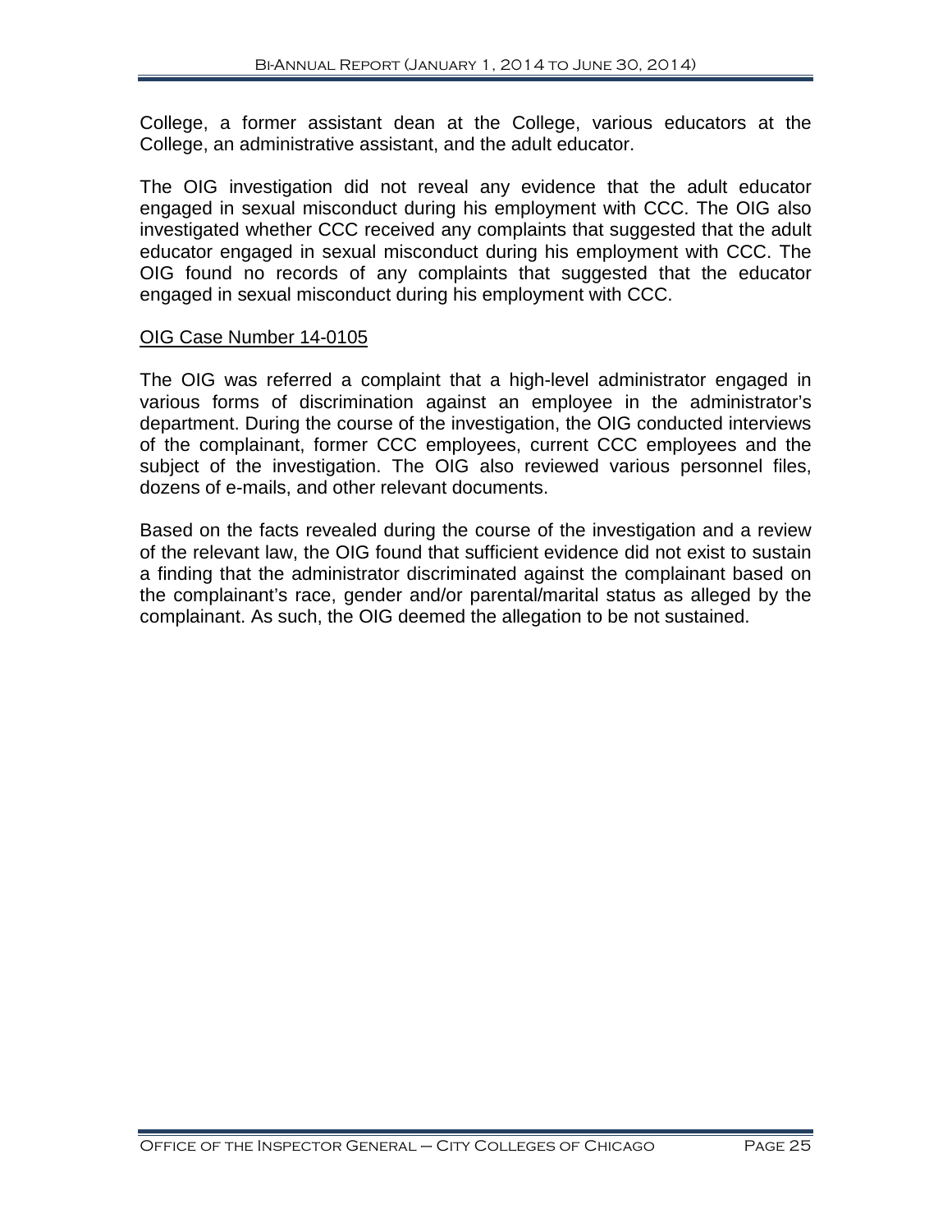College, a former assistant dean at the College, various educators at the College, an administrative assistant, and the adult educator.

The OIG investigation did not reveal any evidence that the adult educator engaged in sexual misconduct during his employment with CCC. The OIG also investigated whether CCC received any complaints that suggested that the adult educator engaged in sexual misconduct during his employment with CCC. The OIG found no records of any complaints that suggested that the educator engaged in sexual misconduct during his employment with CCC.

<u>OIG Case Number 14-0105</u>

The OIG was referred a complaint that a high-level administrator engaged in various forms of discrimination against an employee in the administrator's department. During the course of the investigation, the OIG conducted interviews of the complainant, former CCC employees, current CCC employees and the subject of the investigation. The OIG also reviewed various personnel files, dozens of e-mails, and other relevant documents.

Based on the facts revealed during the course of the investigation and a review of the relevant law, the OIG found that sufficient evidence did not exist to sustain a finding that the administrator discriminated against the complainant based on the complainant's race, gender and/or parental/marital status as alleged by the complainant. As such, the OIG deemed the allegation to be not sustained.